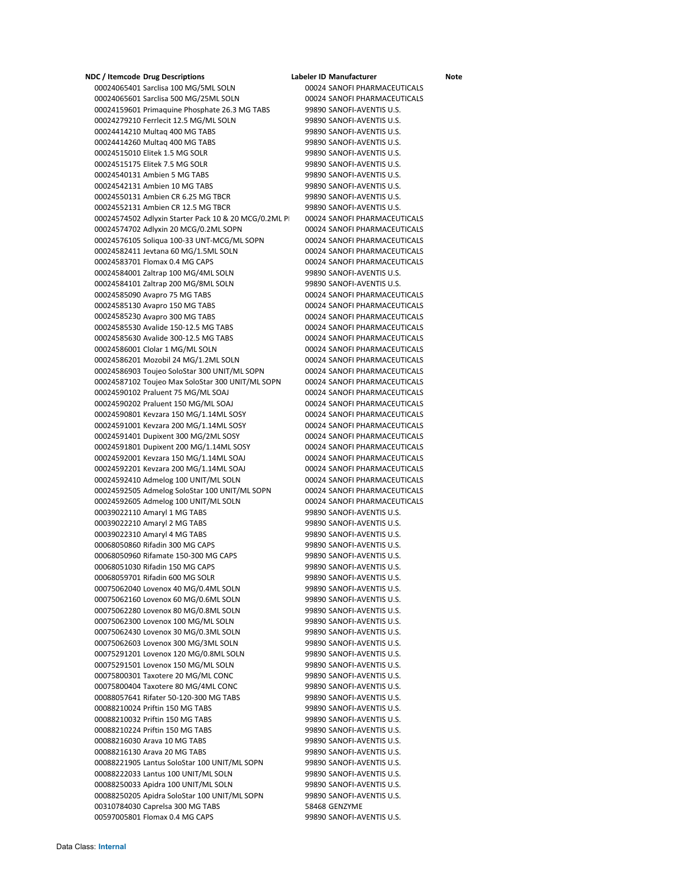| NDC / Itemcode | Drug Descriptions | Labeler ID | Manufacturer | Note |
|---|---|---|---|---|
| 00024065401 | Sarclisa 100 MG/5ML SOLN | 00024 | SANOFI PHARMACEUTICALS | |
| 00024065601 | Sarclisa 500 MG/25ML SOLN | 00024 | SANOFI PHARMACEUTICALS | |
| 00024159601 | Primaquine Phosphate 26.3 MG TABS | 99890 | SANOFI-AVENTIS U.S. | |
| 00024279210 | Ferrlecit 12.5 MG/ML SOLN | 99890 | SANOFI-AVENTIS U.S. | |
| 00024414210 | Multaq 400 MG TABS | 99890 | SANOFI-AVENTIS U.S. | |
| 00024414260 | Multaq 400 MG TABS | 99890 | SANOFI-AVENTIS U.S. | |
| 00024515010 | Elitek 1.5 MG SOLR | 99890 | SANOFI-AVENTIS U.S. | |
| 00024515175 | Elitek 7.5 MG SOLR | 99890 | SANOFI-AVENTIS U.S. | |
| 00024540131 | Ambien 5 MG TABS | 99890 | SANOFI-AVENTIS U.S. | |
| 00024542131 | Ambien 10 MG TABS | 99890 | SANOFI-AVENTIS U.S. | |
| 00024550131 | Ambien CR 6.25 MG TBCR | 99890 | SANOFI-AVENTIS U.S. | |
| 00024552131 | Ambien CR 12.5 MG TBCR | 99890 | SANOFI-AVENTIS U.S. | |
| 00024574502 | Adlyxin Starter Pack 10 & 20 MCG/0.2ML PI | 00024 | SANOFI PHARMACEUTICALS | |
| 00024574702 | Adlyxin 20 MCG/0.2ML SOPN | 00024 | SANOFI PHARMACEUTICALS | |
| 00024576105 | Soliqua 100-33 UNT-MCG/ML SOPN | 00024 | SANOFI PHARMACEUTICALS | |
| 00024582411 | Jevtana 60 MG/1.5ML SOLN | 00024 | SANOFI PHARMACEUTICALS | |
| 00024583701 | Flomax 0.4 MG CAPS | 00024 | SANOFI PHARMACEUTICALS | |
| 00024584001 | Zaltrap 100 MG/4ML SOLN | 99890 | SANOFI-AVENTIS U.S. | |
| 00024584101 | Zaltrap 200 MG/8ML SOLN | 99890 | SANOFI-AVENTIS U.S. | |
| 00024585090 | Avapro 75 MG TABS | 00024 | SANOFI PHARMACEUTICALS | |
| 00024585130 | Avapro 150 MG TABS | 00024 | SANOFI PHARMACEUTICALS | |
| 00024585230 | Avapro 300 MG TABS | 00024 | SANOFI PHARMACEUTICALS | |
| 00024585530 | Avalide 150-12.5 MG TABS | 00024 | SANOFI PHARMACEUTICALS | |
| 00024585630 | Avalide 300-12.5 MG TABS | 00024 | SANOFI PHARMACEUTICALS | |
| 00024586001 | Clolar 1 MG/ML SOLN | 00024 | SANOFI PHARMACEUTICALS | |
| 00024586201 | Mozobil 24 MG/1.2ML SOLN | 00024 | SANOFI PHARMACEUTICALS | |
| 00024586903 | Toujeo SoloStar 300 UNIT/ML SOPN | 00024 | SANOFI PHARMACEUTICALS | |
| 00024587102 | Toujeo Max SoloStar 300 UNIT/ML SOPN | 00024 | SANOFI PHARMACEUTICALS | |
| 00024590102 | Praluent 75 MG/ML SOAJ | 00024 | SANOFI PHARMACEUTICALS | |
| 00024590202 | Praluent 150 MG/ML SOAJ | 00024 | SANOFI PHARMACEUTICALS | |
| 00024590801 | Kevzara 150 MG/1.14ML SOSY | 00024 | SANOFI PHARMACEUTICALS | |
| 00024591001 | Kevzara 200 MG/1.14ML SOSY | 00024 | SANOFI PHARMACEUTICALS | |
| 00024591401 | Dupixent 300 MG/2ML SOSY | 00024 | SANOFI PHARMACEUTICALS | |
| 00024591801 | Dupixent 200 MG/1.14ML SOSY | 00024 | SANOFI PHARMACEUTICALS | |
| 00024592001 | Kevzara 150 MG/1.14ML SOAJ | 00024 | SANOFI PHARMACEUTICALS | |
| 00024592201 | Kevzara 200 MG/1.14ML SOAJ | 00024 | SANOFI PHARMACEUTICALS | |
| 00024592410 | Admelog 100 UNIT/ML SOLN | 00024 | SANOFI PHARMACEUTICALS | |
| 00024592505 | Admelog SoloStar 100 UNIT/ML SOPN | 00024 | SANOFI PHARMACEUTICALS | |
| 00024592605 | Admelog 100 UNIT/ML SOLN | 00024 | SANOFI PHARMACEUTICALS | |
| 00039022110 | Amaryl 1 MG TABS | 99890 | SANOFI-AVENTIS U.S. | |
| 00039022210 | Amaryl 2 MG TABS | 99890 | SANOFI-AVENTIS U.S. | |
| 00039022310 | Amaryl 4 MG TABS | 99890 | SANOFI-AVENTIS U.S. | |
| 00068050860 | Rifadin 300 MG CAPS | 99890 | SANOFI-AVENTIS U.S. | |
| 00068050960 | Rifamate 150-300 MG CAPS | 99890 | SANOFI-AVENTIS U.S. | |
| 00068051030 | Rifadin 150 MG CAPS | 99890 | SANOFI-AVENTIS U.S. | |
| 00068059701 | Rifadin 600 MG SOLR | 99890 | SANOFI-AVENTIS U.S. | |
| 00075062040 | Lovenox 40 MG/0.4ML SOLN | 99890 | SANOFI-AVENTIS U.S. | |
| 00075062160 | Lovenox 60 MG/0.6ML SOLN | 99890 | SANOFI-AVENTIS U.S. | |
| 00075062280 | Lovenox 80 MG/0.8ML SOLN | 99890 | SANOFI-AVENTIS U.S. | |
| 00075062300 | Lovenox 100 MG/ML SOLN | 99890 | SANOFI-AVENTIS U.S. | |
| 00075062430 | Lovenox 30 MG/0.3ML SOLN | 99890 | SANOFI-AVENTIS U.S. | |
| 00075062603 | Lovenox 300 MG/3ML SOLN | 99890 | SANOFI-AVENTIS U.S. | |
| 00075291201 | Lovenox 120 MG/0.8ML SOLN | 99890 | SANOFI-AVENTIS U.S. | |
| 00075291501 | Lovenox 150 MG/ML SOLN | 99890 | SANOFI-AVENTIS U.S. | |
| 00075800301 | Taxotere 20 MG/ML CONC | 99890 | SANOFI-AVENTIS U.S. | |
| 00075800404 | Taxotere 80 MG/4ML CONC | 99890 | SANOFI-AVENTIS U.S. | |
| 00088057641 | Rifater 50-120-300 MG TABS | 99890 | SANOFI-AVENTIS U.S. | |
| 00088210024 | Priftin 150 MG TABS | 99890 | SANOFI-AVENTIS U.S. | |
| 00088210032 | Priftin 150 MG TABS | 99890 | SANOFI-AVENTIS U.S. | |
| 00088210224 | Priftin 150 MG TABS | 99890 | SANOFI-AVENTIS U.S. | |
| 00088216030 | Arava 10 MG TABS | 99890 | SANOFI-AVENTIS U.S. | |
| 00088216130 | Arava 20 MG TABS | 99890 | SANOFI-AVENTIS U.S. | |
| 00088221905 | Lantus SoloStar 100 UNIT/ML SOPN | 99890 | SANOFI-AVENTIS U.S. | |
| 00088222033 | Lantus 100 UNIT/ML SOLN | 99890 | SANOFI-AVENTIS U.S. | |
| 00088250033 | Apidra 100 UNIT/ML SOLN | 99890 | SANOFI-AVENTIS U.S. | |
| 00088250205 | Apidra SoloStar 100 UNIT/ML SOPN | 99890 | SANOFI-AVENTIS U.S. | |
| 00310784030 | Caprelsa 300 MG TABS | 58468 | GENZYME | |
| 00597005801 | Flomax 0.4 MG CAPS | 99890 | SANOFI-AVENTIS U.S. | |

Data Class: **Internal**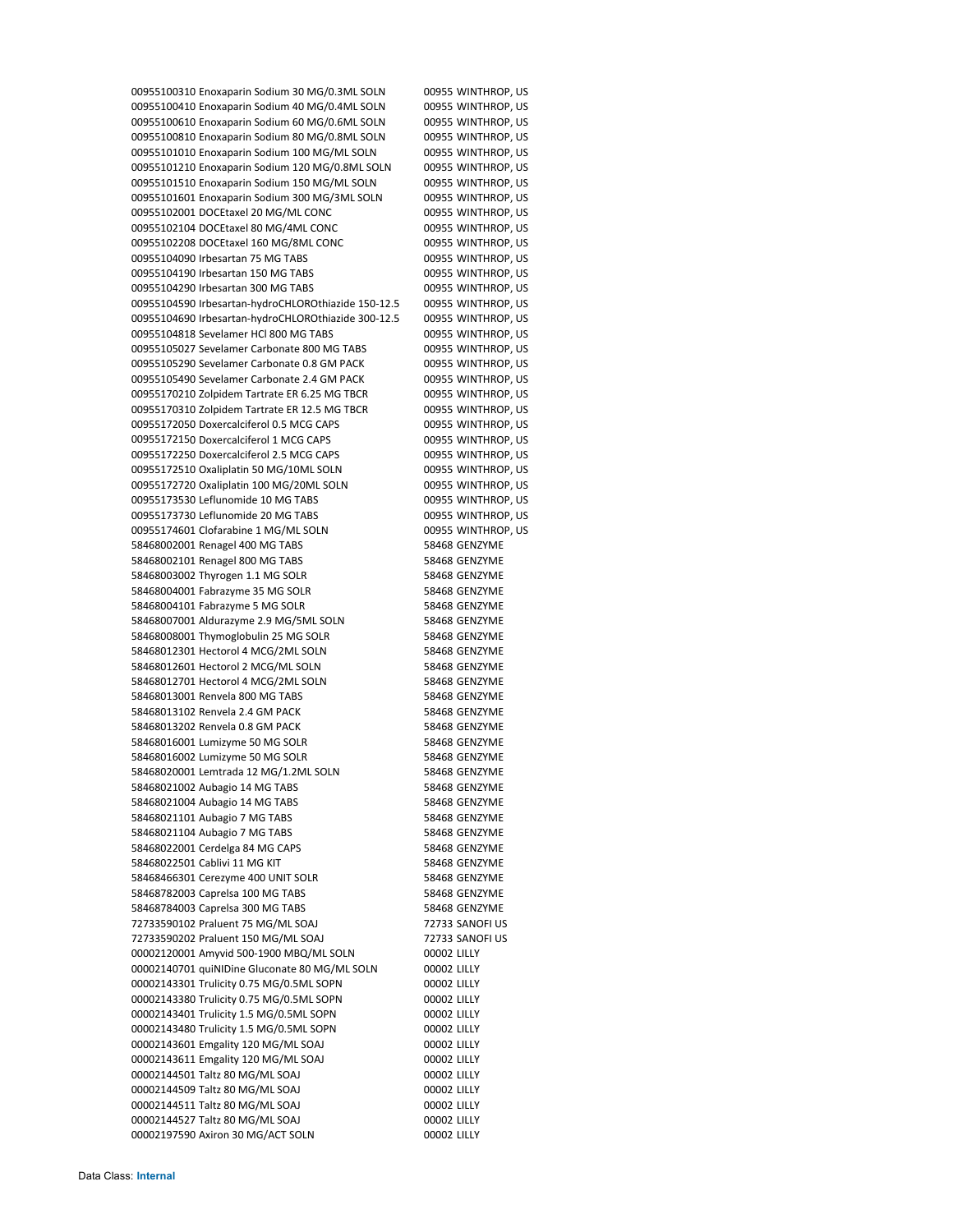00955100310 Enoxaparin Sodium 30 MG/0.3ML SOLN 00955 WINTHROP, US
00955100410 Enoxaparin Sodium 40 MG/0.4ML SOLN 00955 WINTHROP, US
00955100610 Enoxaparin Sodium 60 MG/0.6ML SOLN 00955 WINTHROP, US
00955100810 Enoxaparin Sodium 80 MG/0.8ML SOLN 00955 WINTHROP, US
00955101010 Enoxaparin Sodium 100 MG/ML SOLN 00955 WINTHROP, US
00955101210 Enoxaparin Sodium 120 MG/0.8ML SOLN 00955 WINTHROP, US
00955101510 Enoxaparin Sodium 150 MG/ML SOLN 00955 WINTHROP, US
00955101601 Enoxaparin Sodium 300 MG/3ML SOLN 00955 WINTHROP, US
00955102001 DOCEtaxel 20 MG/ML CONC 00955 WINTHROP, US
00955102104 DOCEtaxel 80 MG/4ML CONC 00955 WINTHROP, US
00955102208 DOCEtaxel 160 MG/8ML CONC 00955 WINTHROP, US
00955104090 Irbesartan 75 MG TABS 00955 WINTHROP, US
00955104190 Irbesartan 150 MG TABS 00955 WINTHROP, US
00955104290 Irbesartan 300 MG TABS 00955 WINTHROP, US
00955104590 Irbesartan-hydroCHLOROthiazide 150-12.5 00955 WINTHROP, US
00955104690 Irbesartan-hydroCHLOROthiazide 300-12.5 00955 WINTHROP, US
00955104818 Sevelamer HCl 800 MG TABS 00955 WINTHROP, US
00955105027 Sevelamer Carbonate 800 MG TABS 00955 WINTHROP, US
00955105290 Sevelamer Carbonate 0.8 GM PACK 00955 WINTHROP, US
00955105490 Sevelamer Carbonate 2.4 GM PACK 00955 WINTHROP, US
00955170210 Zolpidem Tartrate ER 6.25 MG TBCR 00955 WINTHROP, US
00955170310 Zolpidem Tartrate ER 12.5 MG TBCR 00955 WINTHROP, US
00955172050 Doxercalciferol 0.5 MCG CAPS 00955 WINTHROP, US
00955172150 Doxercalciferol 1 MCG CAPS 00955 WINTHROP, US
00955172250 Doxercalciferol 2.5 MCG CAPS 00955 WINTHROP, US
00955172510 Oxaliplatin 50 MG/10ML SOLN 00955 WINTHROP, US
00955172720 Oxaliplatin 100 MG/20ML SOLN 00955 WINTHROP, US
00955173530 Leflunomide 10 MG TABS 00955 WINTHROP, US
00955173730 Leflunomide 20 MG TABS 00955 WINTHROP, US
00955174601 Clofarabine 1 MG/ML SOLN 00955 WINTHROP, US
58468002001 Renagel 400 MG TABS 58468 GENZYME
58468002101 Renagel 800 MG TABS 58468 GENZYME
58468003002 Thyrogen 1.1 MG SOLR 58468 GENZYME
58468004001 Fabrazyme 35 MG SOLR 58468 GENZYME
58468004101 Fabrazyme 5 MG SOLR 58468 GENZYME
58468007001 Aldurazyme 2.9 MG/5ML SOLN 58468 GENZYME
58468008001 Thymoglobulin 25 MG SOLR 58468 GENZYME
58468012301 Hectorol 4 MCG/2ML SOLN 58468 GENZYME
58468012601 Hectorol 2 MCG/ML SOLN 58468 GENZYME
58468012701 Hectorol 4 MCG/2ML SOLN 58468 GENZYME
58468013001 Renvela 800 MG TABS 58468 GENZYME
58468013102 Renvela 2.4 GM PACK 58468 GENZYME
58468013202 Renvela 0.8 GM PACK 58468 GENZYME
58468016001 Lumizyme 50 MG SOLR 58468 GENZYME
58468016002 Lumizyme 50 MG SOLR 58468 GENZYME
58468020001 Lemtrada 12 MG/1.2ML SOLN 58468 GENZYME
58468021002 Aubagio 14 MG TABS 58468 GENZYME
58468021004 Aubagio 14 MG TABS 58468 GENZYME
58468021101 Aubagio 7 MG TABS 58468 GENZYME
58468021104 Aubagio 7 MG TABS 58468 GENZYME
58468022001 Cerdelga 84 MG CAPS 58468 GENZYME
58468022501 Cablivi 11 MG KIT 58468 GENZYME
58468466301 Cerezyme 400 UNIT SOLR 58468 GENZYME
58468782003 Caprelsa 100 MG TABS 58468 GENZYME
58468784003 Caprelsa 300 MG TABS 58468 GENZYME
72733590102 Praluent 75 MG/ML SOAJ 72733 SANOFI US
72733590202 Praluent 150 MG/ML SOAJ 72733 SANOFI US
00002120001 Amyvid 500-1900 MBQ/ML SOLN 00002 LILLY
00002140701 quiNIDine Gluconate 80 MG/ML SOLN 00002 LILLY
00002143301 Trulicity 0.75 MG/0.5ML SOPN 00002 LILLY
00002143380 Trulicity 0.75 MG/0.5ML SOPN 00002 LILLY
00002143401 Trulicity 1.5 MG/0.5ML SOPN 00002 LILLY
00002143480 Trulicity 1.5 MG/0.5ML SOPN 00002 LILLY
00002143601 Emgality 120 MG/ML SOAJ 00002 LILLY
00002143611 Emgality 120 MG/ML SOAJ 00002 LILLY
00002144501 Taltz 80 MG/ML SOAJ 00002 LILLY
00002144509 Taltz 80 MG/ML SOAJ 00002 LILLY
00002144511 Taltz 80 MG/ML SOAJ 00002 LILLY
00002144527 Taltz 80 MG/ML SOAJ 00002 LILLY
00002197590 Axiron 30 MG/ACT SOLN 00002 LILLY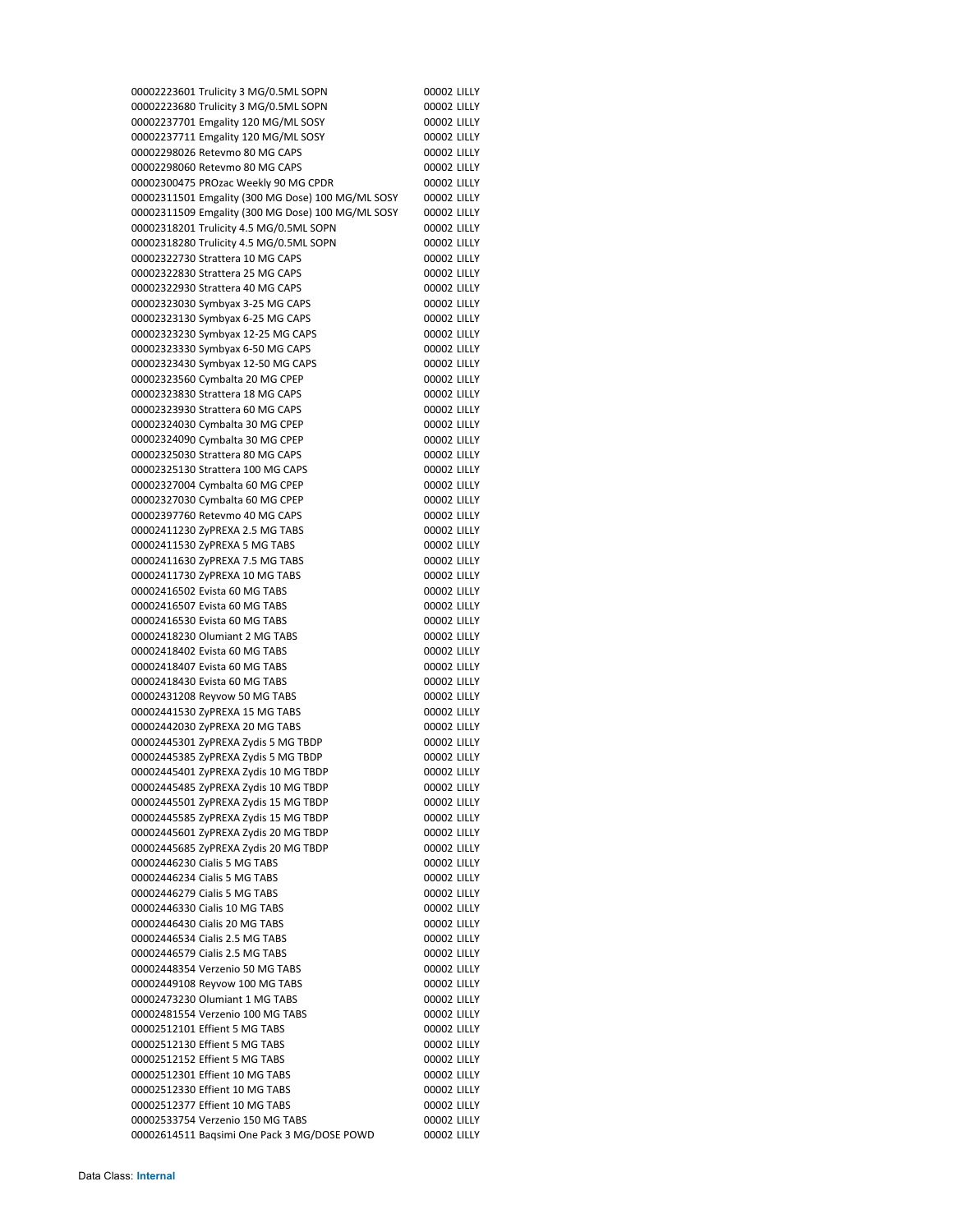| | |
|---|---|
| 00002223601 Trulicity 3 MG/0.5ML SOPN | 00002 LILLY |
| 00002223680 Trulicity 3 MG/0.5ML SOPN | 00002 LILLY |
| 00002237701 Emgality 120 MG/ML SOSY | 00002 LILLY |
| 00002237711 Emgality 120 MG/ML SOSY | 00002 LILLY |
| 00002298026 Retevmo 80 MG CAPS | 00002 LILLY |
| 00002298060 Retevmo 80 MG CAPS | 00002 LILLY |
| 00002300475 PROzac Weekly 90 MG CPDR | 00002 LILLY |
| 00002311501 Emgality (300 MG Dose) 100 MG/ML SOSY | 00002 LILLY |
| 00002311509 Emgality (300 MG Dose) 100 MG/ML SOSY | 00002 LILLY |
| 00002318201 Trulicity 4.5 MG/0.5ML SOPN | 00002 LILLY |
| 00002318280 Trulicity 4.5 MG/0.5ML SOPN | 00002 LILLY |
| 00002322730 Strattera 10 MG CAPS | 00002 LILLY |
| 00002322830 Strattera 25 MG CAPS | 00002 LILLY |
| 00002322930 Strattera 40 MG CAPS | 00002 LILLY |
| 00002323030 Symbyax 3-25 MG CAPS | 00002 LILLY |
| 00002323130 Symbyax 6-25 MG CAPS | 00002 LILLY |
| 00002323230 Symbyax 12-25 MG CAPS | 00002 LILLY |
| 00002323330 Symbyax 6-50 MG CAPS | 00002 LILLY |
| 00002323430 Symbyax 12-50 MG CAPS | 00002 LILLY |
| 00002323560 Cymbalta 20 MG CPEP | 00002 LILLY |
| 00002323830 Strattera 18 MG CAPS | 00002 LILLY |
| 00002323930 Strattera 60 MG CAPS | 00002 LILLY |
| 00002324030 Cymbalta 30 MG CPEP | 00002 LILLY |
| 00002324090 Cymbalta 30 MG CPEP | 00002 LILLY |
| 00002325030 Strattera 80 MG CAPS | 00002 LILLY |
| 00002325130 Strattera 100 MG CAPS | 00002 LILLY |
| 00002327004 Cymbalta 60 MG CPEP | 00002 LILLY |
| 00002327030 Cymbalta 60 MG CPEP | 00002 LILLY |
| 00002397760 Retevmo 40 MG CAPS | 00002 LILLY |
| 00002411230 ZyPREXA 2.5 MG TABS | 00002 LILLY |
| 00002411530 ZyPREXA 5 MG TABS | 00002 LILLY |
| 00002411630 ZyPREXA 7.5 MG TABS | 00002 LILLY |
| 00002411730 ZyPREXA 10 MG TABS | 00002 LILLY |
| 00002416502 Evista 60 MG TABS | 00002 LILLY |
| 00002416507 Evista 60 MG TABS | 00002 LILLY |
| 00002416530 Evista 60 MG TABS | 00002 LILLY |
| 00002418230 Olumiant 2 MG TABS | 00002 LILLY |
| 00002418402 Evista 60 MG TABS | 00002 LILLY |
| 00002418407 Evista 60 MG TABS | 00002 LILLY |
| 00002418430 Evista 60 MG TABS | 00002 LILLY |
| 00002431208 Reyvow 50 MG TABS | 00002 LILLY |
| 00002441530 ZyPREXA 15 MG TABS | 00002 LILLY |
| 00002442030 ZyPREXA 20 MG TABS | 00002 LILLY |
| 00002445301 ZyPREXA Zydis 5 MG TBDP | 00002 LILLY |
| 00002445385 ZyPREXA Zydis 5 MG TBDP | 00002 LILLY |
| 00002445401 ZyPREXA Zydis 10 MG TBDP | 00002 LILLY |
| 00002445485 ZyPREXA Zydis 10 MG TBDP | 00002 LILLY |
| 00002445501 ZyPREXA Zydis 15 MG TBDP | 00002 LILLY |
| 00002445585 ZyPREXA Zydis 15 MG TBDP | 00002 LILLY |
| 00002445601 ZyPREXA Zydis 20 MG TBDP | 00002 LILLY |
| 00002445685 ZyPREXA Zydis 20 MG TBDP | 00002 LILLY |
| 00002446230 Cialis 5 MG TABS | 00002 LILLY |
| 00002446234 Cialis 5 MG TABS | 00002 LILLY |
| 00002446279 Cialis 5 MG TABS | 00002 LILLY |
| 00002446330 Cialis 10 MG TABS | 00002 LILLY |
| 00002446430 Cialis 20 MG TABS | 00002 LILLY |
| 00002446534 Cialis 2.5 MG TABS | 00002 LILLY |
| 00002446579 Cialis 2.5 MG TABS | 00002 LILLY |
| 00002448354 Verzenio 50 MG TABS | 00002 LILLY |
| 00002449108 Reyvow 100 MG TABS | 00002 LILLY |
| 00002473230 Olumiant 1 MG TABS | 00002 LILLY |
| 00002481554 Verzenio 100 MG TABS | 00002 LILLY |
| 00002512101 Effient 5 MG TABS | 00002 LILLY |
| 00002512130 Effient 5 MG TABS | 00002 LILLY |
| 00002512152 Effient 5 MG TABS | 00002 LILLY |
| 00002512301 Effient 10 MG TABS | 00002 LILLY |
| 00002512330 Effient 10 MG TABS | 00002 LILLY |
| 00002512377 Effient 10 MG TABS | 00002 LILLY |
| 00002533754 Verzenio 150 MG TABS | 00002 LILLY |
| 00002614511 Baqsimi One Pack 3 MG/DOSE POWD | 00002 LILLY |

Data Class: **Internal**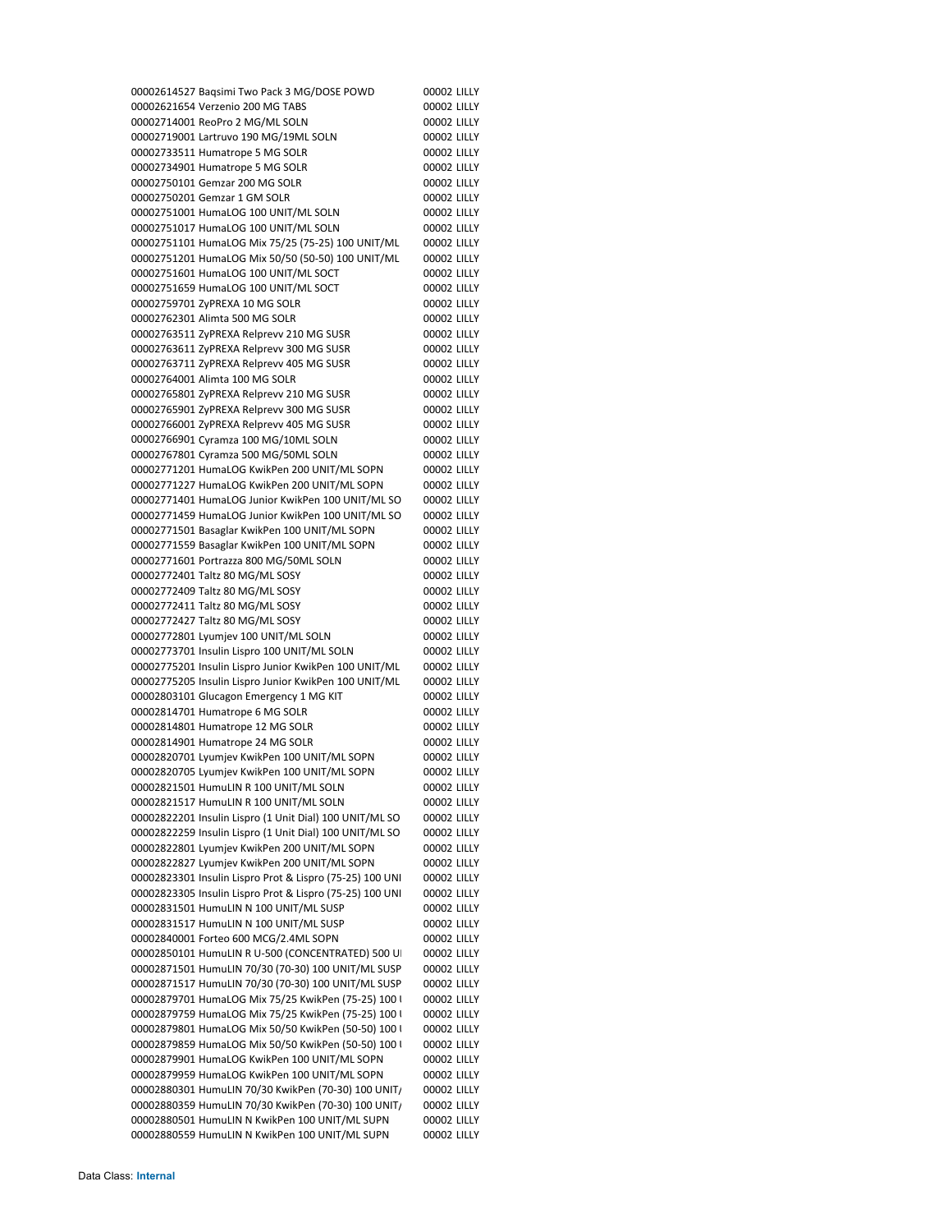| | | | |
|---|---|---|---|
| 00002614527 | Baqsimi Two Pack 3 MG/DOSE POWD | 00002 | LILLY |
| 00002621654 | Verzenio 200 MG TABS | 00002 | LILLY |
| 00002714001 | ReoPro 2 MG/ML SOLN | 00002 | LILLY |
| 00002719001 | Lartruvo 190 MG/19ML SOLN | 00002 | LILLY |
| 00002733511 | Humatrope 5 MG SOLR | 00002 | LILLY |
| 00002734901 | Humatrope 5 MG SOLR | 00002 | LILLY |
| 00002750101 | Gemzar 200 MG SOLR | 00002 | LILLY |
| 00002750201 | Gemzar 1 GM SOLR | 00002 | LILLY |
| 00002751001 | HumaLOG 100 UNIT/ML SOLN | 00002 | LILLY |
| 00002751017 | HumaLOG 100 UNIT/ML SOLN | 00002 | LILLY |
| 00002751101 | HumaLOG Mix 75/25 (75-25) 100 UNIT/ML | 00002 | LILLY |
| 00002751201 | HumaLOG Mix 50/50 (50-50) 100 UNIT/ML | 00002 | LILLY |
| 00002751601 | HumaLOG 100 UNIT/ML SOCT | 00002 | LILLY |
| 00002751659 | HumaLOG 100 UNIT/ML SOCT | 00002 | LILLY |
| 00002759701 | ZyPREXA 10 MG SOLR | 00002 | LILLY |
| 00002762301 | Alimta 500 MG SOLR | 00002 | LILLY |
| 00002763511 | ZyPREXA Relprevv 210 MG SUSR | 00002 | LILLY |
| 00002763611 | ZyPREXA Relprevv 300 MG SUSR | 00002 | LILLY |
| 00002763711 | ZyPREXA Relprevv 405 MG SUSR | 00002 | LILLY |
| 00002764001 | Alimta 100 MG SOLR | 00002 | LILLY |
| 00002765801 | ZyPREXA Relprevv 210 MG SUSR | 00002 | LILLY |
| 00002765901 | ZyPREXA Relprevv 300 MG SUSR | 00002 | LILLY |
| 00002766001 | ZyPREXA Relprevv 405 MG SUSR | 00002 | LILLY |
| 00002766901 | Cyramza 100 MG/10ML SOLN | 00002 | LILLY |
| 00002767801 | Cyramza 500 MG/50ML SOLN | 00002 | LILLY |
| 00002771201 | HumaLOG KwikPen 200 UNIT/ML SOPN | 00002 | LILLY |
| 00002771227 | HumaLOG KwikPen 200 UNIT/ML SOPN | 00002 | LILLY |
| 00002771401 | HumaLOG Junior KwikPen 100 UNIT/ML SO | 00002 | LILLY |
| 00002771459 | HumaLOG Junior KwikPen 100 UNIT/ML SO | 00002 | LILLY |
| 00002771501 | Basaglar KwikPen 100 UNIT/ML SOPN | 00002 | LILLY |
| 00002771559 | Basaglar KwikPen 100 UNIT/ML SOPN | 00002 | LILLY |
| 00002771601 | Portrazza 800 MG/50ML SOLN | 00002 | LILLY |
| 00002772401 | Taltz 80 MG/ML SOSY | 00002 | LILLY |
| 00002772409 | Taltz 80 MG/ML SOSY | 00002 | LILLY |
| 00002772411 | Taltz 80 MG/ML SOSY | 00002 | LILLY |
| 00002772427 | Taltz 80 MG/ML SOSY | 00002 | LILLY |
| 00002772801 | Lyumjev 100 UNIT/ML SOLN | 00002 | LILLY |
| 00002773701 | Insulin Lispro 100 UNIT/ML SOLN | 00002 | LILLY |
| 00002775201 | Insulin Lispro Junior KwikPen 100 UNIT/ML | 00002 | LILLY |
| 00002775205 | Insulin Lispro Junior KwikPen 100 UNIT/ML | 00002 | LILLY |
| 00002803101 | Glucagon Emergency 1 MG KIT | 00002 | LILLY |
| 00002814701 | Humatrope 6 MG SOLR | 00002 | LILLY |
| 00002814801 | Humatrope 12 MG SOLR | 00002 | LILLY |
| 00002814901 | Humatrope 24 MG SOLR | 00002 | LILLY |
| 00002820701 | Lyumjev KwikPen 100 UNIT/ML SOPN | 00002 | LILLY |
| 00002820705 | Lyumjev KwikPen 100 UNIT/ML SOPN | 00002 | LILLY |
| 00002821501 | HumuLIN R 100 UNIT/ML SOLN | 00002 | LILLY |
| 00002821517 | HumuLIN R 100 UNIT/ML SOLN | 00002 | LILLY |
| 00002822201 | Insulin Lispro (1 Unit Dial) 100 UNIT/ML SO | 00002 | LILLY |
| 00002822259 | Insulin Lispro (1 Unit Dial) 100 UNIT/ML SO | 00002 | LILLY |
| 00002822801 | Lyumjev KwikPen 200 UNIT/ML SOPN | 00002 | LILLY |
| 00002822827 | Lyumjev KwikPen 200 UNIT/ML SOPN | 00002 | LILLY |
| 00002823301 | Insulin Lispro Prot & Lispro (75-25) 100 UNI | 00002 | LILLY |
| 00002823305 | Insulin Lispro Prot & Lispro (75-25) 100 UNI | 00002 | LILLY |
| 00002831501 | HumuLIN N 100 UNIT/ML SUSP | 00002 | LILLY |
| 00002831517 | HumuLIN N 100 UNIT/ML SUSP | 00002 | LILLY |
| 00002840001 | Forteo 600 MCG/2.4ML SOPN | 00002 | LILLY |
| 00002850101 | HumuLIN R U-500 (CONCENTRATED) 500 UI | 00002 | LILLY |
| 00002871501 | HumuLIN 70/30 (70-30) 100 UNIT/ML SUSP | 00002 | LILLY |
| 00002871517 | HumuLIN 70/30 (70-30) 100 UNIT/ML SUSP | 00002 | LILLY |
| 00002879701 | HumaLOG Mix 75/25 KwikPen (75-25) 100 U | 00002 | LILLY |
| 00002879759 | HumaLOG Mix 75/25 KwikPen (75-25) 100 U | 00002 | LILLY |
| 00002879801 | HumaLOG Mix 50/50 KwikPen (50-50) 100 U | 00002 | LILLY |
| 00002879859 | HumaLOG Mix 50/50 KwikPen (50-50) 100 U | 00002 | LILLY |
| 00002879901 | HumaLOG KwikPen 100 UNIT/ML SOPN | 00002 | LILLY |
| 00002879959 | HumaLOG KwikPen 100 UNIT/ML SOPN | 00002 | LILLY |
| 00002880301 | HumuLIN 70/30 KwikPen (70-30) 100 UNIT/ | 00002 | LILLY |
| 00002880359 | HumuLIN 70/30 KwikPen (70-30) 100 UNIT/ | 00002 | LILLY |
| 00002880501 | HumuLIN N KwikPen 100 UNIT/ML SUPN | 00002 | LILLY |
| 00002880559 | HumuLIN N KwikPen 100 UNIT/ML SUPN | 00002 | LILLY |

Data Class: **Internal**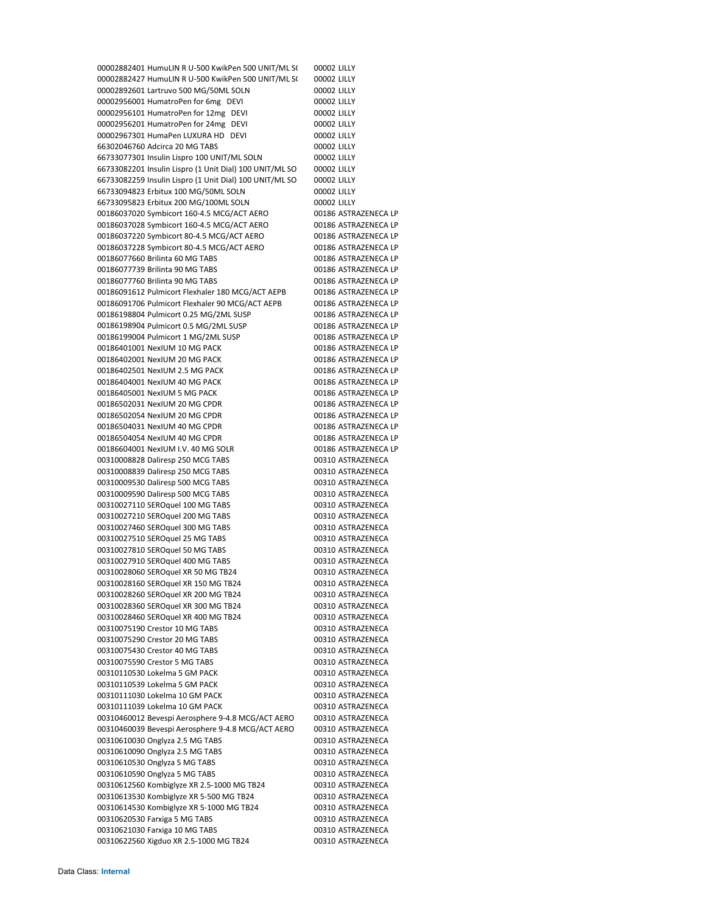| | | |
|---|---|---|
| 00002882401 | HumuLIN R U-500 KwikPen 500 UNIT/ML S( | 00002 LILLY |
| 00002882427 | HumuLIN R U-500 KwikPen 500 UNIT/ML S( | 00002 LILLY |
| 00002892601 | Lartruvo 500 MG/50ML SOLN | 00002 LILLY |
| 00002956001 | HumatroPen for 6mg DEVI | 00002 LILLY |
| 00002956101 | HumatroPen for 12mg DEVI | 00002 LILLY |
| 00002956201 | HumatroPen for 24mg DEVI | 00002 LILLY |
| 00002967301 | HumaPen LUXURA HD DEVI | 00002 LILLY |
| 66302046760 | Adcirca 20 MG TABS | 00002 LILLY |
| 66733077301 | Insulin Lispro 100 UNIT/ML SOLN | 00002 LILLY |
| 66733082201 | Insulin Lispro (1 Unit Dial) 100 UNIT/ML SO | 00002 LILLY |
| 66733082259 | Insulin Lispro (1 Unit Dial) 100 UNIT/ML SO | 00002 LILLY |
| 66733094823 | Erbitux 100 MG/50ML SOLN | 00002 LILLY |
| 66733095823 | Erbitux 200 MG/100ML SOLN | 00002 LILLY |
| 00186037020 | Symbicort 160-4.5 MCG/ACT AERO | 00186 ASTRAZENECA LP |
| 00186037028 | Symbicort 160-4.5 MCG/ACT AERO | 00186 ASTRAZENECA LP |
| 00186037220 | Symbicort 80-4.5 MCG/ACT AERO | 00186 ASTRAZENECA LP |
| 00186037228 | Symbicort 80-4.5 MCG/ACT AERO | 00186 ASTRAZENECA LP |
| 00186077660 | Brilinta 60 MG TABS | 00186 ASTRAZENECA LP |
| 00186077739 | Brilinta 90 MG TABS | 00186 ASTRAZENECA LP |
| 00186077760 | Brilinta 90 MG TABS | 00186 ASTRAZENECA LP |
| 00186091612 | Pulmicort Flexhaler 180 MCG/ACT AEPB | 00186 ASTRAZENECA LP |
| 00186091706 | Pulmicort Flexhaler 90 MCG/ACT AEPB | 00186 ASTRAZENECA LP |
| 00186198804 | Pulmicort 0.25 MG/2ML SUSP | 00186 ASTRAZENECA LP |
| 00186198904 | Pulmicort 0.5 MG/2ML SUSP | 00186 ASTRAZENECA LP |
| 00186199004 | Pulmicort 1 MG/2ML SUSP | 00186 ASTRAZENECA LP |
| 00186401001 | NexIUM 10 MG PACK | 00186 ASTRAZENECA LP |
| 00186402001 | NexIUM 20 MG PACK | 00186 ASTRAZENECA LP |
| 00186402501 | NexIUM 2.5 MG PACK | 00186 ASTRAZENECA LP |
| 00186404001 | NexIUM 40 MG PACK | 00186 ASTRAZENECA LP |
| 00186405001 | NexIUM 5 MG PACK | 00186 ASTRAZENECA LP |
| 00186502031 | NexIUM 20 MG CPDR | 00186 ASTRAZENECA LP |
| 00186502054 | NexIUM 20 MG CPDR | 00186 ASTRAZENECA LP |
| 00186504031 | NexIUM 40 MG CPDR | 00186 ASTRAZENECA LP |
| 00186504054 | NexIUM 40 MG CPDR | 00186 ASTRAZENECA LP |
| 00186604001 | NexIUM I.V. 40 MG SOLR | 00186 ASTRAZENECA LP |
| 00310008828 | Daliresp 250 MCG TABS | 00310 ASTRAZENECA |
| 00310008839 | Daliresp 250 MCG TABS | 00310 ASTRAZENECA |
| 00310009530 | Daliresp 500 MCG TABS | 00310 ASTRAZENECA |
| 00310009590 | Daliresp 500 MCG TABS | 00310 ASTRAZENECA |
| 00310027110 | SEROquel 100 MG TABS | 00310 ASTRAZENECA |
| 00310027210 | SEROquel 200 MG TABS | 00310 ASTRAZENECA |
| 00310027460 | SEROquel 300 MG TABS | 00310 ASTRAZENECA |
| 00310027510 | SEROquel 25 MG TABS | 00310 ASTRAZENECA |
| 00310027810 | SEROquel 50 MG TABS | 00310 ASTRAZENECA |
| 00310027910 | SEROquel 400 MG TABS | 00310 ASTRAZENECA |
| 00310028060 | SEROquel XR 50 MG TB24 | 00310 ASTRAZENECA |
| 00310028160 | SEROquel XR 150 MG TB24 | 00310 ASTRAZENECA |
| 00310028260 | SEROquel XR 200 MG TB24 | 00310 ASTRAZENECA |
| 00310028360 | SEROquel XR 300 MG TB24 | 00310 ASTRAZENECA |
| 00310028460 | SEROquel XR 400 MG TB24 | 00310 ASTRAZENECA |
| 00310075190 | Crestor 10 MG TABS | 00310 ASTRAZENECA |
| 00310075290 | Crestor 20 MG TABS | 00310 ASTRAZENECA |
| 00310075430 | Crestor 40 MG TABS | 00310 ASTRAZENECA |
| 00310075590 | Crestor 5 MG TABS | 00310 ASTRAZENECA |
| 00310110530 | Lokelma 5 GM PACK | 00310 ASTRAZENECA |
| 00310110539 | Lokelma 5 GM PACK | 00310 ASTRAZENECA |
| 00310111030 | Lokelma 10 GM PACK | 00310 ASTRAZENECA |
| 00310111039 | Lokelma 10 GM PACK | 00310 ASTRAZENECA |
| 00310460012 | Bevespi Aerosphere 9-4.8 MCG/ACT AERO | 00310 ASTRAZENECA |
| 00310460039 | Bevespi Aerosphere 9-4.8 MCG/ACT AERO | 00310 ASTRAZENECA |
| 00310610030 | Onglyza 2.5 MG TABS | 00310 ASTRAZENECA |
| 00310610090 | Onglyza 2.5 MG TABS | 00310 ASTRAZENECA |
| 00310610530 | Onglyza 5 MG TABS | 00310 ASTRAZENECA |
| 00310610590 | Onglyza 5 MG TABS | 00310 ASTRAZENECA |
| 00310612560 | Kombiglyze XR 2.5-1000 MG TB24 | 00310 ASTRAZENECA |
| 00310613530 | Kombiglyze XR 5-500 MG TB24 | 00310 ASTRAZENECA |
| 00310614530 | Kombiglyze XR 5-1000 MG TB24 | 00310 ASTRAZENECA |
| 00310620530 | Farxiga 5 MG TABS | 00310 ASTRAZENECA |
| 00310621030 | Farxiga 10 MG TABS | 00310 ASTRAZENECA |
| 00310622560 | Xigduo XR 2.5-1000 MG TB24 | 00310 ASTRAZENECA |

Data Class: **Internal**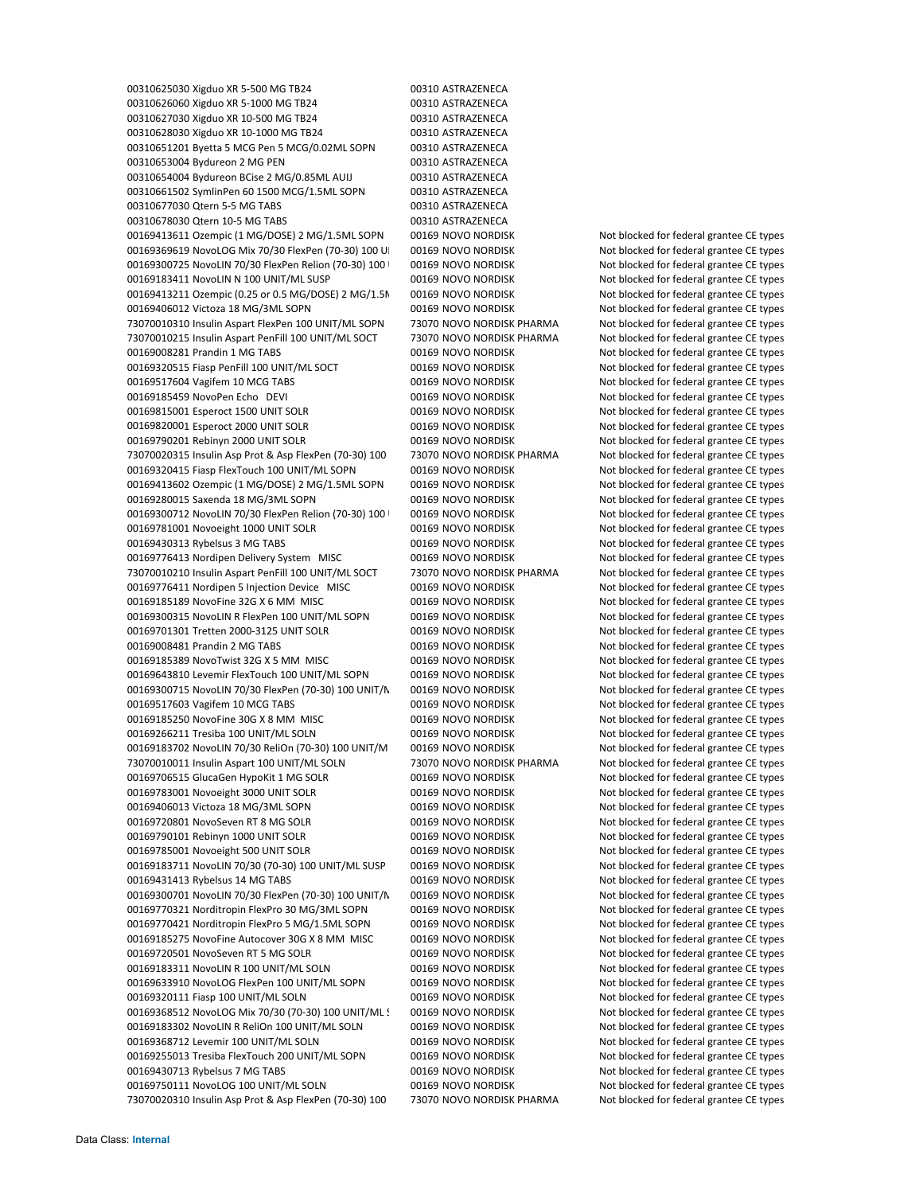| | | |
|---|---|---|
| 00310625030 Xigduo XR 5-500 MG TB24 | 00310 ASTRAZENECA | |
| 00310626060 Xigduo XR 5-1000 MG TB24 | 00310 ASTRAZENECA | |
| 00310627030 Xigduo XR 10-500 MG TB24 | 00310 ASTRAZENECA | |
| 00310628030 Xigduo XR 10-1000 MG TB24 | 00310 ASTRAZENECA | |
| 00310651201 Byetta 5 MCG Pen 5 MCG/0.02ML SOPN | 00310 ASTRAZENECA | |
| 00310653004 Bydureon 2 MG PEN | 00310 ASTRAZENECA | |
| 00310654004 Bydureon BCise 2 MG/0.85ML AUIJ | 00310 ASTRAZENECA | |
| 00310661502 SymlinPen 60 1500 MCG/1.5ML SOPN | 00310 ASTRAZENECA | |
| 00310677030 Qtern 5-5 MG TABS | 00310 ASTRAZENECA | |
| 00310678030 Qtern 10-5 MG TABS | 00310 ASTRAZENECA | |
| 00169413611 Ozempic (1 MG/DOSE) 2 MG/1.5ML SOPN | 00169 NOVO NORDISK | Not blocked for federal grantee CE types |
| 00169369619 NovoLOG Mix 70/30 FlexPen (70-30) 100 UI | 00169 NOVO NORDISK | Not blocked for federal grantee CE types |
| 00169300725 NovoLIN 70/30 FlexPen Relion (70-30) 100 | 00169 NOVO NORDISK | Not blocked for federal grantee CE types |
| 00169183411 NovoLIN N 100 UNIT/ML SUSP | 00169 NOVO NORDISK | Not blocked for federal grantee CE types |
| 00169413211 Ozempic (0.25 or 0.5 MG/DOSE) 2 MG/1.5M | 00169 NOVO NORDISK | Not blocked for federal grantee CE types |
| 00169406012 Victoza 18 MG/3ML SOPN | 00169 NOVO NORDISK | Not blocked for federal grantee CE types |
| 73070010310 Insulin Aspart FlexPen 100 UNIT/ML SOPN | 73070 NOVO NORDISK PHARMA | Not blocked for federal grantee CE types |
| 73070010215 Insulin Aspart PenFill 100 UNIT/ML SOCT | 73070 NOVO NORDISK PHARMA | Not blocked for federal grantee CE types |
| 00169008281 Prandin 1 MG TABS | 00169 NOVO NORDISK | Not blocked for federal grantee CE types |
| 00169320515 Fiasp PenFill 100 UNIT/ML SOCT | 00169 NOVO NORDISK | Not blocked for federal grantee CE types |
| 00169517604 Vagifem 10 MCG TABS | 00169 NOVO NORDISK | Not blocked for federal grantee CE types |
| 00169185459 NovoPen Echo DEVI | 00169 NOVO NORDISK | Not blocked for federal grantee CE types |
| 00169815001 Esperoct 1500 UNIT SOLR | 00169 NOVO NORDISK | Not blocked for federal grantee CE types |
| 00169820001 Esperoct 2000 UNIT SOLR | 00169 NOVO NORDISK | Not blocked for federal grantee CE types |
| 00169790201 Rebinyn 2000 UNIT SOLR | 00169 NOVO NORDISK | Not blocked for federal grantee CE types |
| 73070020315 Insulin Asp Prot & Asp FlexPen (70-30) 100 | 73070 NOVO NORDISK PHARMA | Not blocked for federal grantee CE types |
| 00169320415 Fiasp FlexTouch 100 UNIT/ML SOPN | 00169 NOVO NORDISK | Not blocked for federal grantee CE types |
| 00169413602 Ozempic (1 MG/DOSE) 2 MG/1.5ML SOPN | 00169 NOVO NORDISK | Not blocked for federal grantee CE types |
| 00169280015 Saxenda 18 MG/3ML SOPN | 00169 NOVO NORDISK | Not blocked for federal grantee CE types |
| 00169300712 NovoLIN 70/30 FlexPen Relion (70-30) 100 | 00169 NOVO NORDISK | Not blocked for federal grantee CE types |
| 00169781001 Novoeight 1000 UNIT SOLR | 00169 NOVO NORDISK | Not blocked for federal grantee CE types |
| 00169430313 Rybelsus 3 MG TABS | 00169 NOVO NORDISK | Not blocked for federal grantee CE types |
| 00169776413 Nordipen Delivery System MISC | 00169 NOVO NORDISK | Not blocked for federal grantee CE types |
| 73070010210 Insulin Aspart PenFill 100 UNIT/ML SOCT | 73070 NOVO NORDISK PHARMA | Not blocked for federal grantee CE types |
| 00169776411 Nordipen 5 Injection Device MISC | 00169 NOVO NORDISK | Not blocked for federal grantee CE types |
| 00169185189 NovoFine 32G X 6 MM MISC | 00169 NOVO NORDISK | Not blocked for federal grantee CE types |
| 00169300315 NovoLIN R FlexPen 100 UNIT/ML SOPN | 00169 NOVO NORDISK | Not blocked for federal grantee CE types |
| 00169701301 Tretten 2000-3125 UNIT SOLR | 00169 NOVO NORDISK | Not blocked for federal grantee CE types |
| 00169008481 Prandin 2 MG TABS | 00169 NOVO NORDISK | Not blocked for federal grantee CE types |
| 00169185389 NovoTwist 32G X 5 MM MISC | 00169 NOVO NORDISK | Not blocked for federal grantee CE types |
| 00169643810 Levemir FlexTouch 100 UNIT/ML SOPN | 00169 NOVO NORDISK | Not blocked for federal grantee CE types |
| 00169300715 NovoLIN 70/30 FlexPen (70-30) 100 UNIT/N | 00169 NOVO NORDISK | Not blocked for federal grantee CE types |
| 00169517603 Vagifem 10 MCG TABS | 00169 NOVO NORDISK | Not blocked for federal grantee CE types |
| 00169185250 NovoFine 30G X 8 MM MISC | 00169 NOVO NORDISK | Not blocked for federal grantee CE types |
| 00169266211 Tresiba 100 UNIT/ML SOLN | 00169 NOVO NORDISK | Not blocked for federal grantee CE types |
| 00169183702 NovoLIN 70/30 ReliOn (70-30) 100 UNIT/M | 00169 NOVO NORDISK | Not blocked for federal grantee CE types |
| 73070010011 Insulin Aspart 100 UNIT/ML SOLN | 73070 NOVO NORDISK PHARMA | Not blocked for federal grantee CE types |
| 00169706515 GlucaGen HypoKit 1 MG SOLR | 00169 NOVO NORDISK | Not blocked for federal grantee CE types |
| 00169783001 Novoeight 3000 UNIT SOLR | 00169 NOVO NORDISK | Not blocked for federal grantee CE types |
| 00169406013 Victoza 18 MG/3ML SOPN | 00169 NOVO NORDISK | Not blocked for federal grantee CE types |
| 00169720801 NovoSeven RT 8 MG SOLR | 00169 NOVO NORDISK | Not blocked for federal grantee CE types |
| 00169790101 Rebinyn 1000 UNIT SOLR | 00169 NOVO NORDISK | Not blocked for federal grantee CE types |
| 00169785001 Novoeight 500 UNIT SOLR | 00169 NOVO NORDISK | Not blocked for federal grantee CE types |
| 00169183711 NovoLIN 70/30 (70-30) 100 UNIT/ML SUSP | 00169 NOVO NORDISK | Not blocked for federal grantee CE types |
| 00169431413 Rybelsus 14 MG TABS | 00169 NOVO NORDISK | Not blocked for federal grantee CE types |
| 00169300701 NovoLIN 70/30 FlexPen (70-30) 100 UNIT/N | 00169 NOVO NORDISK | Not blocked for federal grantee CE types |
| 00169770321 Norditropin FlexPro 30 MG/3ML SOPN | 00169 NOVO NORDISK | Not blocked for federal grantee CE types |
| 00169770421 Norditropin FlexPro 5 MG/1.5ML SOPN | 00169 NOVO NORDISK | Not blocked for federal grantee CE types |
| 00169185275 NovoFine Autocover 30G X 8 MM MISC | 00169 NOVO NORDISK | Not blocked for federal grantee CE types |
| 00169720501 NovoSeven RT 5 MG SOLR | 00169 NOVO NORDISK | Not blocked for federal grantee CE types |
| 00169183311 NovoLIN R 100 UNIT/ML SOLN | 00169 NOVO NORDISK | Not blocked for federal grantee CE types |
| 00169633910 NovoLOG FlexPen 100 UNIT/ML SOPN | 00169 NOVO NORDISK | Not blocked for federal grantee CE types |
| 00169320111 Fiasp 100 UNIT/ML SOLN | 00169 NOVO NORDISK | Not blocked for federal grantee CE types |
| 00169368512 NovoLOG Mix 70/30 (70-30) 100 UNIT/ML S | 00169 NOVO NORDISK | Not blocked for federal grantee CE types |
| 00169183302 NovoLIN R ReliOn 100 UNIT/ML SOLN | 00169 NOVO NORDISK | Not blocked for federal grantee CE types |
| 00169368712 Levemir 100 UNIT/ML SOLN | 00169 NOVO NORDISK | Not blocked for federal grantee CE types |
| 00169255013 Tresiba FlexTouch 200 UNIT/ML SOPN | 00169 NOVO NORDISK | Not blocked for federal grantee CE types |
| 00169430713 Rybelsus 7 MG TABS | 00169 NOVO NORDISK | Not blocked for federal grantee CE types |
| 00169750111 NovoLOG 100 UNIT/ML SOLN | 00169 NOVO NORDISK | Not blocked for federal grantee CE types |
| 73070020310 Insulin Asp Prot & Asp FlexPen (70-30) 100 | 73070 NOVO NORDISK PHARMA | Not blocked for federal grantee CE types |

Data Class: **Internal**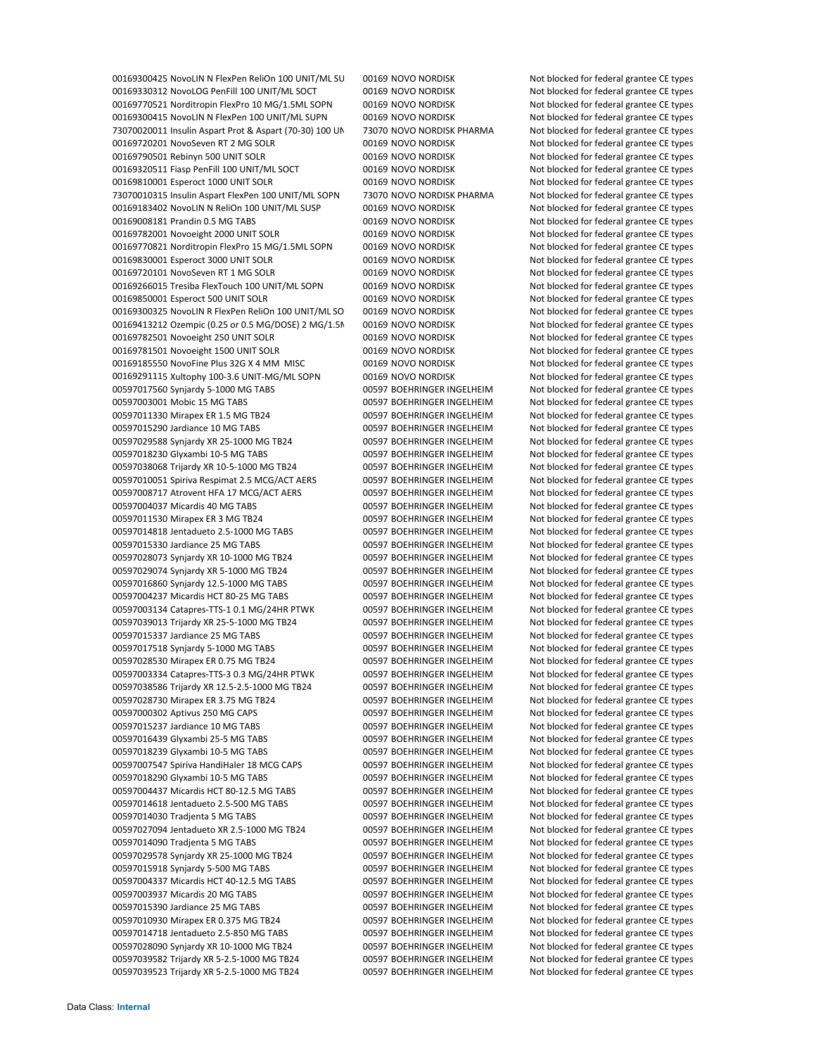| | | |
|---|---|---|
| 00169300425 NovoLIN N FlexPen ReliOn 100 UNIT/ML SU | 00169 NOVO NORDISK | Not blocked for federal grantee CE types |
| 00169330312 NovoLOG PenFill 100 UNIT/ML SOCT | 00169 NOVO NORDISK | Not blocked for federal grantee CE types |
| 00169770521 Norditropin FlexPro 10 MG/1.5ML SOPN | 00169 NOVO NORDISK | Not blocked for federal grantee CE types |
| 00169300415 NovoLIN N FlexPen 100 UNIT/ML SUPN | 00169 NOVO NORDISK | Not blocked for federal grantee CE types |
| 73070020011 Insulin Aspart Prot & Aspart (70-30) 100 UN | 73070 NOVO NORDISK PHARMA | Not blocked for federal grantee CE types |
| 00169720201 NovoSeven RT 2 MG SOLR | 00169 NOVO NORDISK | Not blocked for federal grantee CE types |
| 00169790501 Rebinyn 500 UNIT SOLR | 00169 NOVO NORDISK | Not blocked for federal grantee CE types |
| 00169320511 Fiasp PenFill 100 UNIT/ML SOCT | 00169 NOVO NORDISK | Not blocked for federal grantee CE types |
| 00169810001 Esperoct 1000 UNIT SOLR | 00169 NOVO NORDISK | Not blocked for federal grantee CE types |
| 73070010315 Insulin Aspart FlexPen 100 UNIT/ML SOPN | 73070 NOVO NORDISK PHARMA | Not blocked for federal grantee CE types |
| 00169183402 NovoLIN N ReliOn 100 UNIT/ML SUSP | 00169 NOVO NORDISK | Not blocked for federal grantee CE types |
| 00169008181 Prandin 0.5 MG TABS | 00169 NOVO NORDISK | Not blocked for federal grantee CE types |
| 00169782001 Novoeight 2000 UNIT SOLR | 00169 NOVO NORDISK | Not blocked for federal grantee CE types |
| 00169770821 Norditropin FlexPro 15 MG/1.5ML SOPN | 00169 NOVO NORDISK | Not blocked for federal grantee CE types |
| 00169830001 Esperoct 3000 UNIT SOLR | 00169 NOVO NORDISK | Not blocked for federal grantee CE types |
| 00169720101 NovoSeven RT 1 MG SOLR | 00169 NOVO NORDISK | Not blocked for federal grantee CE types |
| 00169266015 Tresiba FlexTouch 100 UNIT/ML SOPN | 00169 NOVO NORDISK | Not blocked for federal grantee CE types |
| 00169850001 Esperoct 500 UNIT SOLR | 00169 NOVO NORDISK | Not blocked for federal grantee CE types |
| 00169300325 NovoLIN R FlexPen ReliOn 100 UNIT/ML SO | 00169 NOVO NORDISK | Not blocked for federal grantee CE types |
| 00169413212 Ozempic (0.25 or 0.5 MG/DOSE) 2 MG/1.5N | 00169 NOVO NORDISK | Not blocked for federal grantee CE types |
| 00169782501 Novoeight 250 UNIT SOLR | 00169 NOVO NORDISK | Not blocked for federal grantee CE types |
| 00169781501 Novoeight 1500 UNIT SOLR | 00169 NOVO NORDISK | Not blocked for federal grantee CE types |
| 00169185550 NovoFine Plus 32G X 4 MM MISC | 00169 NOVO NORDISK | Not blocked for federal grantee CE types |
| 00169291115 Xultophy 100-3.6 UNIT-MG/ML SOPN | 00169 NOVO NORDISK | Not blocked for federal grantee CE types |
| 00597017560 Synjardy 5-1000 MG TABS | 00597 BOEHRINGER INGELHEIM | Not blocked for federal grantee CE types |
| 00597003001 Mobic 15 MG TABS | 00597 BOEHRINGER INGELHEIM | Not blocked for federal grantee CE types |
| 00597011330 Mirapex ER 1.5 MG TB24 | 00597 BOEHRINGER INGELHEIM | Not blocked for federal grantee CE types |
| 00597015290 Jardiance 10 MG TABS | 00597 BOEHRINGER INGELHEIM | Not blocked for federal grantee CE types |
| 00597029588 Synjardy XR 25-1000 MG TB24 | 00597 BOEHRINGER INGELHEIM | Not blocked for federal grantee CE types |
| 00597018230 Glyxambi 10-5 MG TABS | 00597 BOEHRINGER INGELHEIM | Not blocked for federal grantee CE types |
| 00597038068 Trijardy XR 10-5-1000 MG TB24 | 00597 BOEHRINGER INGELHEIM | Not blocked for federal grantee CE types |
| 00597010051 Spiriva Respimat 2.5 MCG/ACT AERS | 00597 BOEHRINGER INGELHEIM | Not blocked for federal grantee CE types |
| 00597008717 Atrovent HFA 17 MCG/ACT AERS | 00597 BOEHRINGER INGELHEIM | Not blocked for federal grantee CE types |
| 00597004037 Micardis 40 MG TABS | 00597 BOEHRINGER INGELHEIM | Not blocked for federal grantee CE types |
| 00597011530 Mirapex ER 3 MG TB24 | 00597 BOEHRINGER INGELHEIM | Not blocked for federal grantee CE types |
| 00597014818 Jentadueto 2.5-1000 MG TABS | 00597 BOEHRINGER INGELHEIM | Not blocked for federal grantee CE types |
| 00597015330 Jardiance 25 MG TABS | 00597 BOEHRINGER INGELHEIM | Not blocked for federal grantee CE types |
| 00597028073 Synjardy XR 10-1000 MG TB24 | 00597 BOEHRINGER INGELHEIM | Not blocked for federal grantee CE types |
| 00597029074 Synjardy XR 5-1000 MG TB24 | 00597 BOEHRINGER INGELHEIM | Not blocked for federal grantee CE types |
| 00597016860 Synjardy 12.5-1000 MG TABS | 00597 BOEHRINGER INGELHEIM | Not blocked for federal grantee CE types |
| 00597004237 Micardis HCT 80-25 MG TABS | 00597 BOEHRINGER INGELHEIM | Not blocked for federal grantee CE types |
| 00597003134 Catapres-TTS-1 0.1 MG/24HR PTWK | 00597 BOEHRINGER INGELHEIM | Not blocked for federal grantee CE types |
| 00597039013 Trijardy XR 25-5-1000 MG TB24 | 00597 BOEHRINGER INGELHEIM | Not blocked for federal grantee CE types |
| 00597015337 Jardiance 25 MG TABS | 00597 BOEHRINGER INGELHEIM | Not blocked for federal grantee CE types |
| 00597017518 Synjardy 5-1000 MG TABS | 00597 BOEHRINGER INGELHEIM | Not blocked for federal grantee CE types |
| 00597028530 Mirapex ER 0.75 MG TB24 | 00597 BOEHRINGER INGELHEIM | Not blocked for federal grantee CE types |
| 00597003334 Catapres-TTS-3 0.3 MG/24HR PTWK | 00597 BOEHRINGER INGELHEIM | Not blocked for federal grantee CE types |
| 00597038586 Trijardy XR 12.5-2.5-1000 MG TB24 | 00597 BOEHRINGER INGELHEIM | Not blocked for federal grantee CE types |
| 00597028730 Mirapex ER 3.75 MG TB24 | 00597 BOEHRINGER INGELHEIM | Not blocked for federal grantee CE types |
| 00597000302 Aptivus 250 MG CAPS | 00597 BOEHRINGER INGELHEIM | Not blocked for federal grantee CE types |
| 00597015237 Jardiance 10 MG TABS | 00597 BOEHRINGER INGELHEIM | Not blocked for federal grantee CE types |
| 00597016439 Glyxambi 25-5 MG TABS | 00597 BOEHRINGER INGELHEIM | Not blocked for federal grantee CE types |
| 00597018239 Glyxambi 10-5 MG TABS | 00597 BOEHRINGER INGELHEIM | Not blocked for federal grantee CE types |
| 00597007547 Spiriva HandiHaler 18 MCG CAPS | 00597 BOEHRINGER INGELHEIM | Not blocked for federal grantee CE types |
| 00597018290 Glyxambi 10-5 MG TABS | 00597 BOEHRINGER INGELHEIM | Not blocked for federal grantee CE types |
| 00597004437 Micardis HCT 80-12.5 MG TABS | 00597 BOEHRINGER INGELHEIM | Not blocked for federal grantee CE types |
| 00597014618 Jentadueto 2.5-500 MG TABS | 00597 BOEHRINGER INGELHEIM | Not blocked for federal grantee CE types |
| 00597014030 Tradjenta 5 MG TABS | 00597 BOEHRINGER INGELHEIM | Not blocked for federal grantee CE types |
| 00597027094 Jentadueto XR 2.5-1000 MG TB24 | 00597 BOEHRINGER INGELHEIM | Not blocked for federal grantee CE types |
| 00597014090 Tradjenta 5 MG TABS | 00597 BOEHRINGER INGELHEIM | Not blocked for federal grantee CE types |
| 00597029578 Synjardy XR 25-1000 MG TB24 | 00597 BOEHRINGER INGELHEIM | Not blocked for federal grantee CE types |
| 00597015918 Synjardy 5-500 MG TABS | 00597 BOEHRINGER INGELHEIM | Not blocked for federal grantee CE types |
| 00597004337 Micardis HCT 40-12.5 MG TABS | 00597 BOEHRINGER INGELHEIM | Not blocked for federal grantee CE types |
| 00597003937 Micardis 20 MG TABS | 00597 BOEHRINGER INGELHEIM | Not blocked for federal grantee CE types |
| 00597015390 Jardiance 25 MG TABS | 00597 BOEHRINGER INGELHEIM | Not blocked for federal grantee CE types |
| 00597010930 Mirapex ER 0.375 MG TB24 | 00597 BOEHRINGER INGELHEIM | Not blocked for federal grantee CE types |
| 00597014718 Jentadueto 2.5-850 MG TABS | 00597 BOEHRINGER INGELHEIM | Not blocked for federal grantee CE types |
| 00597028090 Synjardy XR 10-1000 MG TB24 | 00597 BOEHRINGER INGELHEIM | Not blocked for federal grantee CE types |
| 00597039582 Trijardy XR 5-2.5-1000 MG TB24 | 00597 BOEHRINGER INGELHEIM | Not blocked for federal grantee CE types |
| 00597039523 Trijardy XR 5-2.5-1000 MG TB24 | 00597 BOEHRINGER INGELHEIM | Not blocked for federal grantee CE types |

Data Class: **Internal**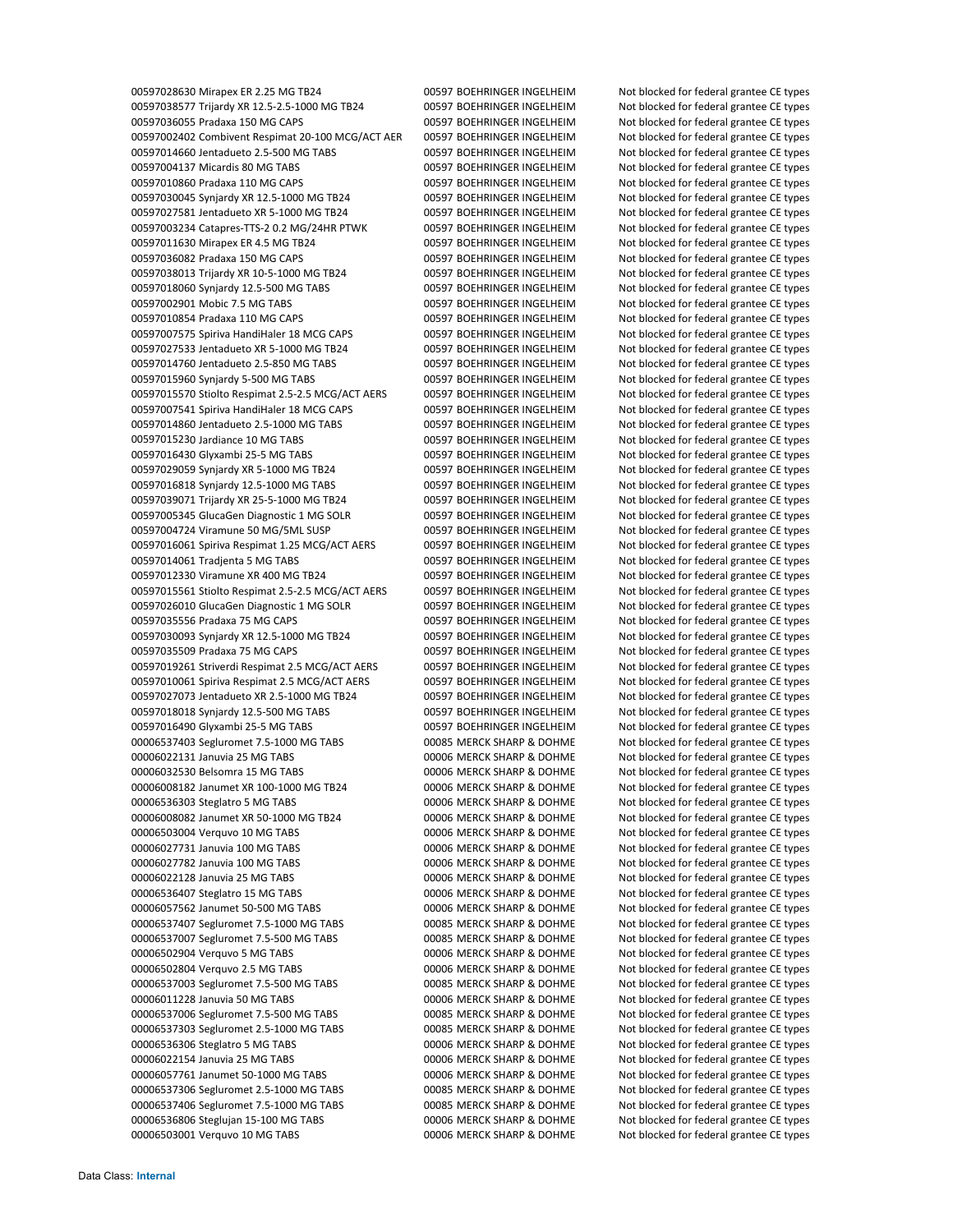| | | |
|---|---|---|
| 00597028630 Mirapex ER 2.25 MG TB24 | 00597 BOEHRINGER INGELHEIM | Not blocked for federal grantee CE types |
| 00597038577 Trijardy XR 12.5-2.5-1000 MG TB24 | 00597 BOEHRINGER INGELHEIM | Not blocked for federal grantee CE types |
| 00597036055 Pradaxa 150 MG CAPS | 00597 BOEHRINGER INGELHEIM | Not blocked for federal grantee CE types |
| 00597002402 Combivent Respimat 20-100 MCG/ACT AER | 00597 BOEHRINGER INGELHEIM | Not blocked for federal grantee CE types |
| 00597014660 Jentadueto 2.5-500 MG TABS | 00597 BOEHRINGER INGELHEIM | Not blocked for federal grantee CE types |
| 00597004137 Micardis 80 MG TABS | 00597 BOEHRINGER INGELHEIM | Not blocked for federal grantee CE types |
| 00597010860 Pradaxa 110 MG CAPS | 00597 BOEHRINGER INGELHEIM | Not blocked for federal grantee CE types |
| 00597030045 Synjardy XR 12.5-1000 MG TB24 | 00597 BOEHRINGER INGELHEIM | Not blocked for federal grantee CE types |
| 00597027581 Jentadueto XR 5-1000 MG TB24 | 00597 BOEHRINGER INGELHEIM | Not blocked for federal grantee CE types |
| 00597003234 Catapres-TTS-2 0.2 MG/24HR PTWK | 00597 BOEHRINGER INGELHEIM | Not blocked for federal grantee CE types |
| 00597011630 Mirapex ER 4.5 MG TB24 | 00597 BOEHRINGER INGELHEIM | Not blocked for federal grantee CE types |
| 00597036082 Pradaxa 150 MG CAPS | 00597 BOEHRINGER INGELHEIM | Not blocked for federal grantee CE types |
| 00597038013 Trijardy XR 10-5-1000 MG TB24 | 00597 BOEHRINGER INGELHEIM | Not blocked for federal grantee CE types |
| 00597018060 Synjardy 12.5-500 MG TABS | 00597 BOEHRINGER INGELHEIM | Not blocked for federal grantee CE types |
| 00597002901 Mobic 7.5 MG TABS | 00597 BOEHRINGER INGELHEIM | Not blocked for federal grantee CE types |
| 00597010854 Pradaxa 110 MG CAPS | 00597 BOEHRINGER INGELHEIM | Not blocked for federal grantee CE types |
| 00597007575 Spiriva HandiHaler 18 MCG CAPS | 00597 BOEHRINGER INGELHEIM | Not blocked for federal grantee CE types |
| 00597027533 Jentadueto XR 5-1000 MG TB24 | 00597 BOEHRINGER INGELHEIM | Not blocked for federal grantee CE types |
| 00597014760 Jentadueto 2.5-850 MG TABS | 00597 BOEHRINGER INGELHEIM | Not blocked for federal grantee CE types |
| 00597015960 Synjardy 5-500 MG TABS | 00597 BOEHRINGER INGELHEIM | Not blocked for federal grantee CE types |
| 00597015570 Stiolto Respimat 2.5-2.5 MCG/ACT AERS | 00597 BOEHRINGER INGELHEIM | Not blocked for federal grantee CE types |
| 00597007541 Spiriva HandiHaler 18 MCG CAPS | 00597 BOEHRINGER INGELHEIM | Not blocked for federal grantee CE types |
| 00597014860 Jentadueto 2.5-1000 MG TABS | 00597 BOEHRINGER INGELHEIM | Not blocked for federal grantee CE types |
| 00597015230 Jardiance 10 MG TABS | 00597 BOEHRINGER INGELHEIM | Not blocked for federal grantee CE types |
| 00597016430 Glyxambi 25-5 MG TABS | 00597 BOEHRINGER INGELHEIM | Not blocked for federal grantee CE types |
| 00597029059 Synjardy XR 5-1000 MG TB24 | 00597 BOEHRINGER INGELHEIM | Not blocked for federal grantee CE types |
| 00597016818 Synjardy 12.5-1000 MG TABS | 00597 BOEHRINGER INGELHEIM | Not blocked for federal grantee CE types |
| 00597039071 Trijardy XR 25-5-1000 MG TB24 | 00597 BOEHRINGER INGELHEIM | Not blocked for federal grantee CE types |
| 00597005345 GlucaGen Diagnostic 1 MG SOLR | 00597 BOEHRINGER INGELHEIM | Not blocked for federal grantee CE types |
| 00597004724 Viramune 50 MG/5ML SUSP | 00597 BOEHRINGER INGELHEIM | Not blocked for federal grantee CE types |
| 00597016061 Spiriva Respimat 1.25 MCG/ACT AERS | 00597 BOEHRINGER INGELHEIM | Not blocked for federal grantee CE types |
| 00597014061 Tradjenta 5 MG TABS | 00597 BOEHRINGER INGELHEIM | Not blocked for federal grantee CE types |
| 00597012330 Viramune XR 400 MG TB24 | 00597 BOEHRINGER INGELHEIM | Not blocked for federal grantee CE types |
| 00597015561 Stiolto Respimat 2.5-2.5 MCG/ACT AERS | 00597 BOEHRINGER INGELHEIM | Not blocked for federal grantee CE types |
| 00597026010 GlucaGen Diagnostic 1 MG SOLR | 00597 BOEHRINGER INGELHEIM | Not blocked for federal grantee CE types |
| 00597035556 Pradaxa 75 MG CAPS | 00597 BOEHRINGER INGELHEIM | Not blocked for federal grantee CE types |
| 00597030093 Synjardy XR 12.5-1000 MG TB24 | 00597 BOEHRINGER INGELHEIM | Not blocked for federal grantee CE types |
| 00597035509 Pradaxa 75 MG CAPS | 00597 BOEHRINGER INGELHEIM | Not blocked for federal grantee CE types |
| 00597019261 Striverdi Respimat 2.5 MCG/ACT AERS | 00597 BOEHRINGER INGELHEIM | Not blocked for federal grantee CE types |
| 00597010061 Spiriva Respimat 2.5 MCG/ACT AERS | 00597 BOEHRINGER INGELHEIM | Not blocked for federal grantee CE types |
| 00597027073 Jentadueto XR 2.5-1000 MG TB24 | 00597 BOEHRINGER INGELHEIM | Not blocked for federal grantee CE types |
| 00597018018 Synjardy 12.5-500 MG TABS | 00597 BOEHRINGER INGELHEIM | Not blocked for federal grantee CE types |
| 00597016490 Glyxambi 25-5 MG TABS | 00597 BOEHRINGER INGELHEIM | Not blocked for federal grantee CE types |
| 00006537403 Segluromet 7.5-1000 MG TABS | 00085 MERCK SHARP & DOHME | Not blocked for federal grantee CE types |
| 00006022131 Januvia 25 MG TABS | 00006 MERCK SHARP & DOHME | Not blocked for federal grantee CE types |
| 00006032530 Belsomra 15 MG TABS | 00006 MERCK SHARP & DOHME | Not blocked for federal grantee CE types |
| 00006008182 Janumet XR 100-1000 MG TB24 | 00006 MERCK SHARP & DOHME | Not blocked for federal grantee CE types |
| 00006536303 Steglatro 5 MG TABS | 00006 MERCK SHARP & DOHME | Not blocked for federal grantee CE types |
| 00006008082 Janumet XR 50-1000 MG TB24 | 00006 MERCK SHARP & DOHME | Not blocked for federal grantee CE types |
| 00006503004 Verquvo 10 MG TABS | 00006 MERCK SHARP & DOHME | Not blocked for federal grantee CE types |
| 00006027731 Januvia 100 MG TABS | 00006 MERCK SHARP & DOHME | Not blocked for federal grantee CE types |
| 00006027782 Januvia 100 MG TABS | 00006 MERCK SHARP & DOHME | Not blocked for federal grantee CE types |
| 00006022128 Januvia 25 MG TABS | 00006 MERCK SHARP & DOHME | Not blocked for federal grantee CE types |
| 00006536407 Steglatro 15 MG TABS | 00006 MERCK SHARP & DOHME | Not blocked for federal grantee CE types |
| 00006057562 Janumet 50-500 MG TABS | 00006 MERCK SHARP & DOHME | Not blocked for federal grantee CE types |
| 00006537407 Segluromet 7.5-1000 MG TABS | 00085 MERCK SHARP & DOHME | Not blocked for federal grantee CE types |
| 00006537007 Segluromet 7.5-500 MG TABS | 00085 MERCK SHARP & DOHME | Not blocked for federal grantee CE types |
| 00006502904 Verquvo 5 MG TABS | 00006 MERCK SHARP & DOHME | Not blocked for federal grantee CE types |
| 00006502804 Verquvo 2.5 MG TABS | 00006 MERCK SHARP & DOHME | Not blocked for federal grantee CE types |
| 00006537003 Segluromet 7.5-500 MG TABS | 00085 MERCK SHARP & DOHME | Not blocked for federal grantee CE types |
| 00006011228 Januvia 50 MG TABS | 00006 MERCK SHARP & DOHME | Not blocked for federal grantee CE types |
| 00006537006 Segluromet 7.5-500 MG TABS | 00085 MERCK SHARP & DOHME | Not blocked for federal grantee CE types |
| 00006537303 Segluromet 2.5-1000 MG TABS | 00085 MERCK SHARP & DOHME | Not blocked for federal grantee CE types |
| 00006536306 Steglatro 5 MG TABS | 00006 MERCK SHARP & DOHME | Not blocked for federal grantee CE types |
| 00006022154 Januvia 25 MG TABS | 00006 MERCK SHARP & DOHME | Not blocked for federal grantee CE types |
| 00006057761 Janumet 50-1000 MG TABS | 00006 MERCK SHARP & DOHME | Not blocked for federal grantee CE types |
| 00006537306 Segluromet 2.5-1000 MG TABS | 00085 MERCK SHARP & DOHME | Not blocked for federal grantee CE types |
| 00006537406 Segluromet 7.5-1000 MG TABS | 00085 MERCK SHARP & DOHME | Not blocked for federal grantee CE types |
| 00006536806 Steglujan 15-100 MG TABS | 00006 MERCK SHARP & DOHME | Not blocked for federal grantee CE types |
| 00006503001 Verquvo 10 MG TABS | 00006 MERCK SHARP & DOHME | Not blocked for federal grantee CE types |

Data Class: **Internal**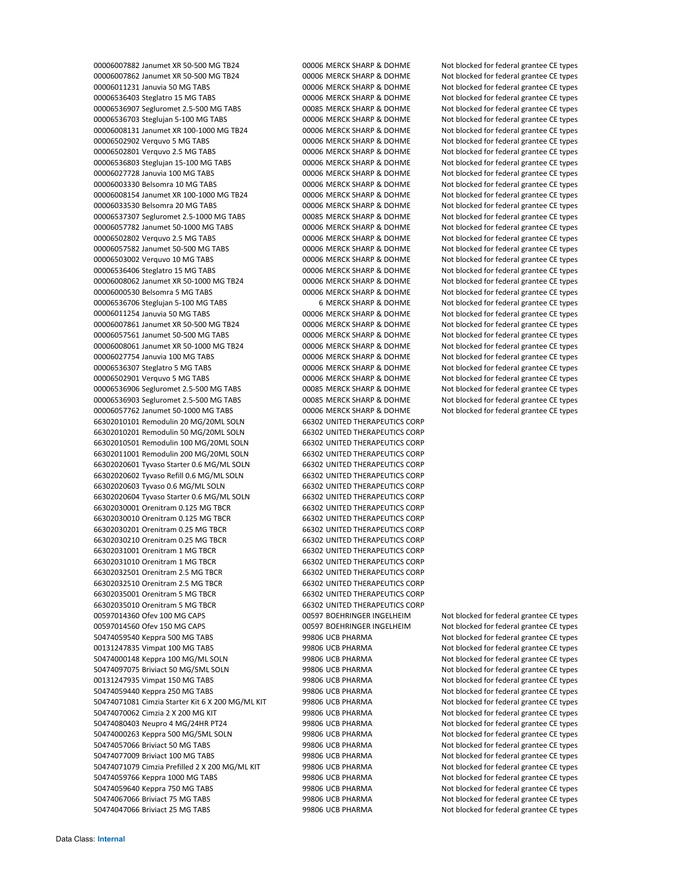| | | | |
|---|---|---|---|
| 00006007882 | Janumet XR 50-500 MG TB24 | 00006 MERCK SHARP & DOHME | Not blocked for federal grantee CE types |
| 00006007862 | Janumet XR 50-500 MG TB24 | 00006 MERCK SHARP & DOHME | Not blocked for federal grantee CE types |
| 00006011231 | Januvia 50 MG TABS | 00006 MERCK SHARP & DOHME | Not blocked for federal grantee CE types |
| 00006536403 | Steglatro 15 MG TABS | 00006 MERCK SHARP & DOHME | Not blocked for federal grantee CE types |
| 00006536907 | Segluromet 2.5-500 MG TABS | 00085 MERCK SHARP & DOHME | Not blocked for federal grantee CE types |
| 00006536703 | Steglujan 5-100 MG TABS | 00006 MERCK SHARP & DOHME | Not blocked for federal grantee CE types |
| 00006008131 | Janumet XR 100-1000 MG TB24 | 00006 MERCK SHARP & DOHME | Not blocked for federal grantee CE types |
| 00006502902 | Verquvo 5 MG TABS | 00006 MERCK SHARP & DOHME | Not blocked for federal grantee CE types |
| 00006502801 | Verquvo 2.5 MG TABS | 00006 MERCK SHARP & DOHME | Not blocked for federal grantee CE types |
| 00006536803 | Steglujan 15-100 MG TABS | 00006 MERCK SHARP & DOHME | Not blocked for federal grantee CE types |
| 00006027728 | Januvia 100 MG TABS | 00006 MERCK SHARP & DOHME | Not blocked for federal grantee CE types |
| 00006003330 | Belsomra 10 MG TABS | 00006 MERCK SHARP & DOHME | Not blocked for federal grantee CE types |
| 00006008154 | Janumet XR 100-1000 MG TB24 | 00006 MERCK SHARP & DOHME | Not blocked for federal grantee CE types |
| 00006033530 | Belsomra 20 MG TABS | 00006 MERCK SHARP & DOHME | Not blocked for federal grantee CE types |
| 00006537307 | Segluromet 2.5-1000 MG TABS | 00085 MERCK SHARP & DOHME | Not blocked for federal grantee CE types |
| 00006057782 | Janumet 50-1000 MG TABS | 00006 MERCK SHARP & DOHME | Not blocked for federal grantee CE types |
| 00006502802 | Verquvo 2.5 MG TABS | 00006 MERCK SHARP & DOHME | Not blocked for federal grantee CE types |
| 00006057582 | Janumet 50-500 MG TABS | 00006 MERCK SHARP & DOHME | Not blocked for federal grantee CE types |
| 00006503002 | Verquvo 10 MG TABS | 00006 MERCK SHARP & DOHME | Not blocked for federal grantee CE types |
| 00006536406 | Steglatro 15 MG TABS | 00006 MERCK SHARP & DOHME | Not blocked for federal grantee CE types |
| 00006008062 | Janumet XR 50-1000 MG TB24 | 00006 MERCK SHARP & DOHME | Not blocked for federal grantee CE types |
| 00006000530 | Belsomra 5 MG TABS | 00006 MERCK SHARP & DOHME | Not blocked for federal grantee CE types |
| 00006536706 | Steglujan 5-100 MG TABS | 6 MERCK SHARP & DOHME | Not blocked for federal grantee CE types |
| 00006011254 | Januvia 50 MG TABS | 00006 MERCK SHARP & DOHME | Not blocked for federal grantee CE types |
| 00006007861 | Janumet XR 50-500 MG TB24 | 00006 MERCK SHARP & DOHME | Not blocked for federal grantee CE types |
| 00006057561 | Janumet 50-500 MG TABS | 00006 MERCK SHARP & DOHME | Not blocked for federal grantee CE types |
| 00006008061 | Janumet XR 50-1000 MG TB24 | 00006 MERCK SHARP & DOHME | Not blocked for federal grantee CE types |
| 00006027754 | Januvia 100 MG TABS | 00006 MERCK SHARP & DOHME | Not blocked for federal grantee CE types |
| 00006536307 | Steglatro 5 MG TABS | 00006 MERCK SHARP & DOHME | Not blocked for federal grantee CE types |
| 00006502901 | Verquvo 5 MG TABS | 00006 MERCK SHARP & DOHME | Not blocked for federal grantee CE types |
| 00006536906 | Segluromet 2.5-500 MG TABS | 00085 MERCK SHARP & DOHME | Not blocked for federal grantee CE types |
| 00006536903 | Segluromet 2.5-500 MG TABS | 00085 MERCK SHARP & DOHME | Not blocked for federal grantee CE types |
| 00006057762 | Janumet 50-1000 MG TABS | 00006 MERCK SHARP & DOHME | Not blocked for federal grantee CE types |
| 66302010101 | Remodulin 20 MG/20ML SOLN | 66302 UNITED THERAPEUTICS CORP | |
| 66302010201 | Remodulin 50 MG/20ML SOLN | 66302 UNITED THERAPEUTICS CORP | |
| 66302010501 | Remodulin 100 MG/20ML SOLN | 66302 UNITED THERAPEUTICS CORP | |
| 66302011001 | Remodulin 200 MG/20ML SOLN | 66302 UNITED THERAPEUTICS CORP | |
| 66302020601 | Tyvaso Starter 0.6 MG/ML SOLN | 66302 UNITED THERAPEUTICS CORP | |
| 66302020602 | Tyvaso Refill 0.6 MG/ML SOLN | 66302 UNITED THERAPEUTICS CORP | |
| 66302020603 | Tyvaso 0.6 MG/ML SOLN | 66302 UNITED THERAPEUTICS CORP | |
| 66302020604 | Tyvaso Starter 0.6 MG/ML SOLN | 66302 UNITED THERAPEUTICS CORP | |
| 66302030001 | Orenitram 0.125 MG TBCR | 66302 UNITED THERAPEUTICS CORP | |
| 66302030010 | Orenitram 0.125 MG TBCR | 66302 UNITED THERAPEUTICS CORP | |
| 66302030201 | Orenitram 0.25 MG TBCR | 66302 UNITED THERAPEUTICS CORP | |
| 66302030210 | Orenitram 0.25 MG TBCR | 66302 UNITED THERAPEUTICS CORP | |
| 66302031001 | Orenitram 1 MG TBCR | 66302 UNITED THERAPEUTICS CORP | |
| 66302031010 | Orenitram 1 MG TBCR | 66302 UNITED THERAPEUTICS CORP | |
| 66302032501 | Orenitram 2.5 MG TBCR | 66302 UNITED THERAPEUTICS CORP | |
| 66302032510 | Orenitram 2.5 MG TBCR | 66302 UNITED THERAPEUTICS CORP | |
| 66302035001 | Orenitram 5 MG TBCR | 66302 UNITED THERAPEUTICS CORP | |
| 66302035010 | Orenitram 5 MG TBCR | 66302 UNITED THERAPEUTICS CORP | |
| 00597014360 | Ofev 100 MG CAPS | 00597 BOEHRINGER INGELHEIM | Not blocked for federal grantee CE types |
| 00597014560 | Ofev 150 MG CAPS | 00597 BOEHRINGER INGELHEIM | Not blocked for federal grantee CE types |
| 50474059540 | Keppra 500 MG TABS | 99806 UCB PHARMA | Not blocked for federal grantee CE types |
| 00131247835 | Vimpat 100 MG TABS | 99806 UCB PHARMA | Not blocked for federal grantee CE types |
| 50474000148 | Keppra 100 MG/ML SOLN | 99806 UCB PHARMA | Not blocked for federal grantee CE types |
| 50474097075 | Briviact 50 MG/5ML SOLN | 99806 UCB PHARMA | Not blocked for federal grantee CE types |
| 00131247935 | Vimpat 150 MG TABS | 99806 UCB PHARMA | Not blocked for federal grantee CE types |
| 50474059440 | Keppra 250 MG TABS | 99806 UCB PHARMA | Not blocked for federal grantee CE types |
| 50474071081 | Cimzia Starter Kit 6 X 200 MG/ML KIT | 99806 UCB PHARMA | Not blocked for federal grantee CE types |
| 50474070062 | Cimzia 2 X 200 MG KIT | 99806 UCB PHARMA | Not blocked for federal grantee CE types |
| 50474080403 | Neupro 4 MG/24HR PT24 | 99806 UCB PHARMA | Not blocked for federal grantee CE types |
| 50474000263 | Keppra 500 MG/5ML SOLN | 99806 UCB PHARMA | Not blocked for federal grantee CE types |
| 50474057066 | Briviact 50 MG TABS | 99806 UCB PHARMA | Not blocked for federal grantee CE types |
| 50474077009 | Briviact 100 MG TABS | 99806 UCB PHARMA | Not blocked for federal grantee CE types |
| 50474071079 | Cimzia Prefilled 2 X 200 MG/ML KIT | 99806 UCB PHARMA | Not blocked for federal grantee CE types |
| 50474059766 | Keppra 1000 MG TABS | 99806 UCB PHARMA | Not blocked for federal grantee CE types |
| 50474059640 | Keppra 750 MG TABS | 99806 UCB PHARMA | Not blocked for federal grantee CE types |
| 50474067066 | Briviact 75 MG TABS | 99806 UCB PHARMA | Not blocked for federal grantee CE types |
| 50474047066 | Briviact 25 MG TABS | 99806 UCB PHARMA | Not blocked for federal grantee CE types |

Data Class: **Internal**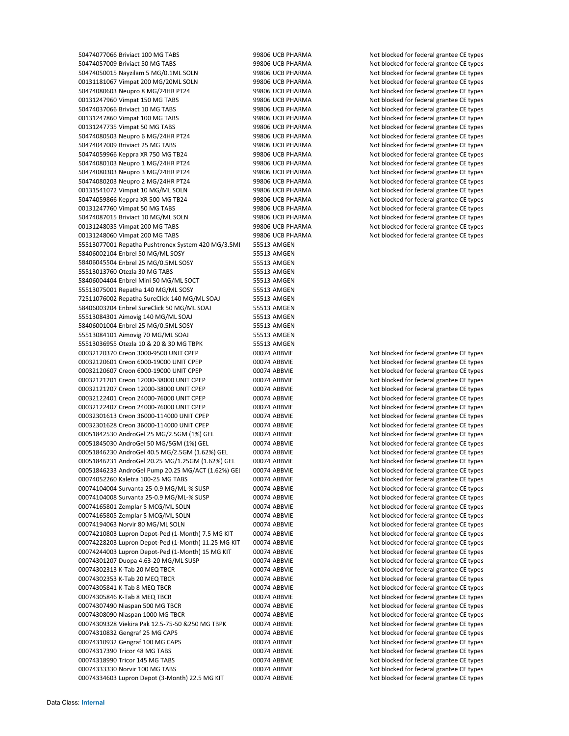| | | |
|---|---|---|
| 50474077066 Briviact 100 MG TABS | 99806 UCB PHARMA | Not blocked for federal grantee CE types |
| 50474057009 Briviact 50 MG TABS | 99806 UCB PHARMA | Not blocked for federal grantee CE types |
| 50474050015 Nayzilam 5 MG/0.1ML SOLN | 99806 UCB PHARMA | Not blocked for federal grantee CE types |
| 00131181067 Vimpat 200 MG/20ML SOLN | 99806 UCB PHARMA | Not blocked for federal grantee CE types |
| 50474080603 Neupro 8 MG/24HR PT24 | 99806 UCB PHARMA | Not blocked for federal grantee CE types |
| 00131247960 Vimpat 150 MG TABS | 99806 UCB PHARMA | Not blocked for federal grantee CE types |
| 50474037066 Briviact 10 MG TABS | 99806 UCB PHARMA | Not blocked for federal grantee CE types |
| 00131247860 Vimpat 100 MG TABS | 99806 UCB PHARMA | Not blocked for federal grantee CE types |
| 00131247735 Vimpat 50 MG TABS | 99806 UCB PHARMA | Not blocked for federal grantee CE types |
| 50474080503 Neupro 6 MG/24HR PT24 | 99806 UCB PHARMA | Not blocked for federal grantee CE types |
| 50474047009 Briviact 25 MG TABS | 99806 UCB PHARMA | Not blocked for federal grantee CE types |
| 50474059966 Keppra XR 750 MG TB24 | 99806 UCB PHARMA | Not blocked for federal grantee CE types |
| 50474080103 Neupro 1 MG/24HR PT24 | 99806 UCB PHARMA | Not blocked for federal grantee CE types |
| 50474080303 Neupro 3 MG/24HR PT24 | 99806 UCB PHARMA | Not blocked for federal grantee CE types |
| 50474080203 Neupro 2 MG/24HR PT24 | 99806 UCB PHARMA | Not blocked for federal grantee CE types |
| 00131541072 Vimpat 10 MG/ML SOLN | 99806 UCB PHARMA | Not blocked for federal grantee CE types |
| 50474059866 Keppra XR 500 MG TB24 | 99806 UCB PHARMA | Not blocked for federal grantee CE types |
| 00131247760 Vimpat 50 MG TABS | 99806 UCB PHARMA | Not blocked for federal grantee CE types |
| 50474087015 Briviact 10 MG/ML SOLN | 99806 UCB PHARMA | Not blocked for federal grantee CE types |
| 00131248035 Vimpat 200 MG TABS | 99806 UCB PHARMA | Not blocked for federal grantee CE types |
| 00131248060 Vimpat 200 MG TABS | 99806 UCB PHARMA | Not blocked for federal grantee CE types |
| 55513077001 Repatha Pushtronex System 420 MG/3.5Ml | 55513 AMGEN | |
| 58406002104 Enbrel 50 MG/ML SOSY | 55513 AMGEN | |
| 58406045504 Enbrel 25 MG/0.5ML SOSY | 55513 AMGEN | |
| 55513013760 Otezla 30 MG TABS | 55513 AMGEN | |
| 58406004404 Enbrel Mini 50 MG/ML SOCT | 55513 AMGEN | |
| 55513075001 Repatha 140 MG/ML SOSY | 55513 AMGEN | |
| 72511076002 Repatha SureClick 140 MG/ML SOAJ | 55513 AMGEN | |
| 58406003204 Enbrel SureClick 50 MG/ML SOAJ | 55513 AMGEN | |
| 55513084301 Aimovig 140 MG/ML SOAJ | 55513 AMGEN | |
| 58406001004 Enbrel 25 MG/0.5ML SOSY | 55513 AMGEN | |
| 55513084101 Aimovig 70 MG/ML SOAJ | 55513 AMGEN | |
| 55513036955 Otezla 10 & 20 & 30 MG TBPK | 55513 AMGEN | |
| 00032120370 Creon 3000-9500 UNIT CPEP | 00074 ABBVIE | Not blocked for federal grantee CE types |
| 00032120601 Creon 6000-19000 UNIT CPEP | 00074 ABBVIE | Not blocked for federal grantee CE types |
| 00032120607 Creon 6000-19000 UNIT CPEP | 00074 ABBVIE | Not blocked for federal grantee CE types |
| 00032121201 Creon 12000-38000 UNIT CPEP | 00074 ABBVIE | Not blocked for federal grantee CE types |
| 00032121207 Creon 12000-38000 UNIT CPEP | 00074 ABBVIE | Not blocked for federal grantee CE types |
| 00032122401 Creon 24000-76000 UNIT CPEP | 00074 ABBVIE | Not blocked for federal grantee CE types |
| 00032122407 Creon 24000-76000 UNIT CPEP | 00074 ABBVIE | Not blocked for federal grantee CE types |
| 00032301613 Creon 36000-114000 UNIT CPEP | 00074 ABBVIE | Not blocked for federal grantee CE types |
| 00032301628 Creon 36000-114000 UNIT CPEP | 00074 ABBVIE | Not blocked for federal grantee CE types |
| 00051842530 AndroGel 25 MG/2.5GM (1%) GEL | 00074 ABBVIE | Not blocked for federal grantee CE types |
| 00051845030 AndroGel 50 MG/5GM (1%) GEL | 00074 ABBVIE | Not blocked for federal grantee CE types |
| 00051846230 AndroGel 40.5 MG/2.5GM (1.62%) GEL | 00074 ABBVIE | Not blocked for federal grantee CE types |
| 00051846231 AndroGel 20.25 MG/1.25GM (1.62%) GEL | 00074 ABBVIE | Not blocked for federal grantee CE types |
| 00051846233 AndroGel Pump 20.25 MG/ACT (1.62%) GEL | 00074 ABBVIE | Not blocked for federal grantee CE types |
| 00074052260 Kaletra 100-25 MG TABS | 00074 ABBVIE | Not blocked for federal grantee CE types |
| 00074104004 Survanta 25-0.9 MG/ML-% SUSP | 00074 ABBVIE | Not blocked for federal grantee CE types |
| 00074104008 Survanta 25-0.9 MG/ML-% SUSP | 00074 ABBVIE | Not blocked for federal grantee CE types |
| 00074165801 Zemplar 5 MCG/ML SOLN | 00074 ABBVIE | Not blocked for federal grantee CE types |
| 00074165805 Zemplar 5 MCG/ML SOLN | 00074 ABBVIE | Not blocked for federal grantee CE types |
| 00074194063 Norvir 80 MG/ML SOLN | 00074 ABBVIE | Not blocked for federal grantee CE types |
| 00074210803 Lupron Depot-Ped (1-Month) 7.5 MG KIT | 00074 ABBVIE | Not blocked for federal grantee CE types |
| 00074228203 Lupron Depot-Ped (1-Month) 11.25 MG KIT | 00074 ABBVIE | Not blocked for federal grantee CE types |
| 00074244003 Lupron Depot-Ped (1-Month) 15 MG KIT | 00074 ABBVIE | Not blocked for federal grantee CE types |
| 00074301207 Duopa 4.63-20 MG/ML SUSP | 00074 ABBVIE | Not blocked for federal grantee CE types |
| 00074302313 K-Tab 20 MEQ TBCR | 00074 ABBVIE | Not blocked for federal grantee CE types |
| 00074302353 K-Tab 20 MEQ TBCR | 00074 ABBVIE | Not blocked for federal grantee CE types |
| 00074305841 K-Tab 8 MEQ TBCR | 00074 ABBVIE | Not blocked for federal grantee CE types |
| 00074305846 K-Tab 8 MEQ TBCR | 00074 ABBVIE | Not blocked for federal grantee CE types |
| 00074307490 Niaspan 500 MG TBCR | 00074 ABBVIE | Not blocked for federal grantee CE types |
| 00074308090 Niaspan 1000 MG TBCR | 00074 ABBVIE | Not blocked for federal grantee CE types |
| 00074309328 Viekira Pak 12.5-75-50 &250 MG TBPK | 00074 ABBVIE | Not blocked for federal grantee CE types |
| 00074310832 Gengraf 25 MG CAPS | 00074 ABBVIE | Not blocked for federal grantee CE types |
| 00074310932 Gengraf 100 MG CAPS | 00074 ABBVIE | Not blocked for federal grantee CE types |
| 00074317390 Tricor 48 MG TABS | 00074 ABBVIE | Not blocked for federal grantee CE types |
| 00074318990 Tricor 145 MG TABS | 00074 ABBVIE | Not blocked for federal grantee CE types |
| 00074333330 Norvir 100 MG TABS | 00074 ABBVIE | Not blocked for federal grantee CE types |
| 00074334603 Lupron Depot (3-Month) 22.5 MG KIT | 00074 ABBVIE | Not blocked for federal grantee CE types |

Data Class: **Internal**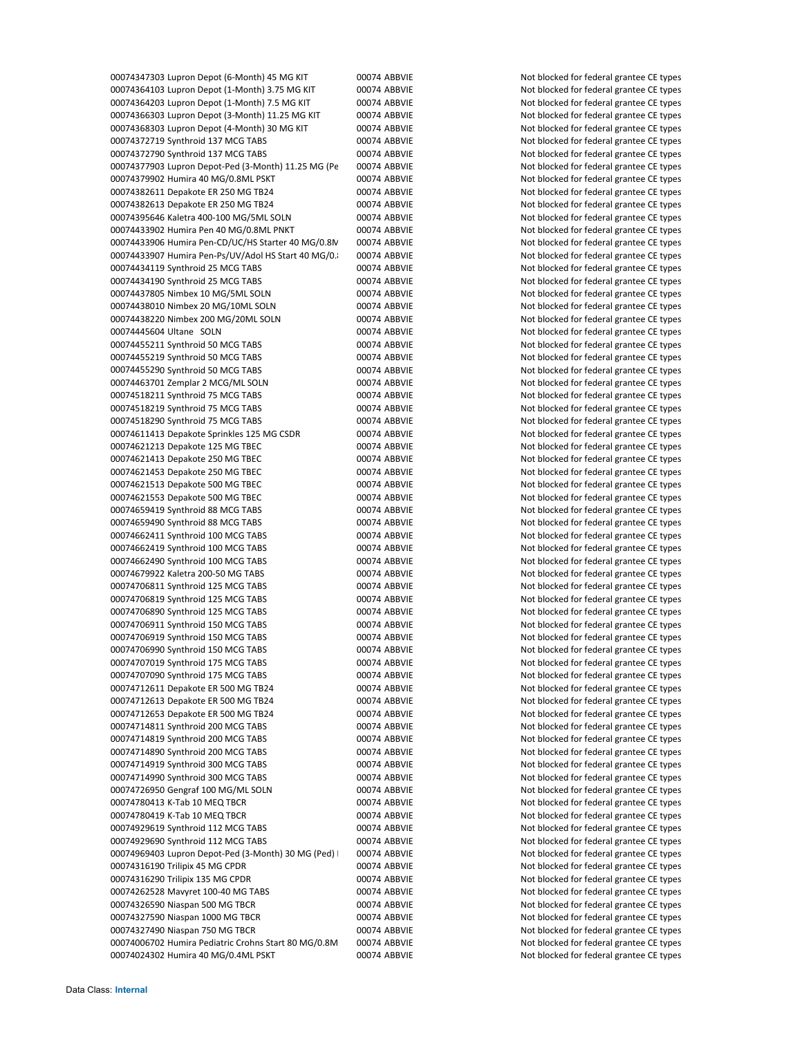| | | |
|---|---|---|
| 00074347303 Lupron Depot (6-Month) 45 MG KIT | 00074 ABBVIE | Not blocked for federal grantee CE types |
| 00074364103 Lupron Depot (1-Month) 3.75 MG KIT | 00074 ABBVIE | Not blocked for federal grantee CE types |
| 00074364203 Lupron Depot (1-Month) 7.5 MG KIT | 00074 ABBVIE | Not blocked for federal grantee CE types |
| 00074366303 Lupron Depot (3-Month) 11.25 MG KIT | 00074 ABBVIE | Not blocked for federal grantee CE types |
| 00074368303 Lupron Depot (4-Month) 30 MG KIT | 00074 ABBVIE | Not blocked for federal grantee CE types |
| 00074372719 Synthroid 137 MCG TABS | 00074 ABBVIE | Not blocked for federal grantee CE types |
| 00074372790 Synthroid 137 MCG TABS | 00074 ABBVIE | Not blocked for federal grantee CE types |
| 00074377903 Lupron Depot-Ped (3-Month) 11.25 MG (Pe | 00074 ABBVIE | Not blocked for federal grantee CE types |
| 00074379902 Humira 40 MG/0.8ML PSKT | 00074 ABBVIE | Not blocked for federal grantee CE types |
| 00074382611 Depakote ER 250 MG TB24 | 00074 ABBVIE | Not blocked for federal grantee CE types |
| 00074382613 Depakote ER 250 MG TB24 | 00074 ABBVIE | Not blocked for federal grantee CE types |
| 00074395646 Kaletra 400-100 MG/5ML SOLN | 00074 ABBVIE | Not blocked for federal grantee CE types |
| 00074433902 Humira Pen 40 MG/0.8ML PNKT | 00074 ABBVIE | Not blocked for federal grantee CE types |
| 00074433906 Humira Pen-CD/UC/HS Starter 40 MG/0.8M | 00074 ABBVIE | Not blocked for federal grantee CE types |
| 00074433907 Humira Pen-Ps/UV/Adol HS Start 40 MG/0.8 | 00074 ABBVIE | Not blocked for federal grantee CE types |
| 00074434119 Synthroid 25 MCG TABS | 00074 ABBVIE | Not blocked for federal grantee CE types |
| 00074434190 Synthroid 25 MCG TABS | 00074 ABBVIE | Not blocked for federal grantee CE types |
| 00074437805 Nimbex 10 MG/5ML SOLN | 00074 ABBVIE | Not blocked for federal grantee CE types |
| 00074438010 Nimbex 20 MG/10ML SOLN | 00074 ABBVIE | Not blocked for federal grantee CE types |
| 00074438220 Nimbex 200 MG/20ML SOLN | 00074 ABBVIE | Not blocked for federal grantee CE types |
| 00074445604 Ultane SOLN | 00074 ABBVIE | Not blocked for federal grantee CE types |
| 00074455211 Synthroid 50 MCG TABS | 00074 ABBVIE | Not blocked for federal grantee CE types |
| 00074455219 Synthroid 50 MCG TABS | 00074 ABBVIE | Not blocked for federal grantee CE types |
| 00074455290 Synthroid 50 MCG TABS | 00074 ABBVIE | Not blocked for federal grantee CE types |
| 00074463701 Zemplar 2 MCG/ML SOLN | 00074 ABBVIE | Not blocked for federal grantee CE types |
| 00074518211 Synthroid 75 MCG TABS | 00074 ABBVIE | Not blocked for federal grantee CE types |
| 00074518219 Synthroid 75 MCG TABS | 00074 ABBVIE | Not blocked for federal grantee CE types |
| 00074518290 Synthroid 75 MCG TABS | 00074 ABBVIE | Not blocked for federal grantee CE types |
| 00074611413 Depakote Sprinkles 125 MG CSDR | 00074 ABBVIE | Not blocked for federal grantee CE types |
| 00074621213 Depakote 125 MG TBEC | 00074 ABBVIE | Not blocked for federal grantee CE types |
| 00074621413 Depakote 250 MG TBEC | 00074 ABBVIE | Not blocked for federal grantee CE types |
| 00074621453 Depakote 250 MG TBEC | 00074 ABBVIE | Not blocked for federal grantee CE types |
| 00074621513 Depakote 500 MG TBEC | 00074 ABBVIE | Not blocked for federal grantee CE types |
| 00074621553 Depakote 500 MG TBEC | 00074 ABBVIE | Not blocked for federal grantee CE types |
| 00074659419 Synthroid 88 MCG TABS | 00074 ABBVIE | Not blocked for federal grantee CE types |
| 00074659490 Synthroid 88 MCG TABS | 00074 ABBVIE | Not blocked for federal grantee CE types |
| 00074662411 Synthroid 100 MCG TABS | 00074 ABBVIE | Not blocked for federal grantee CE types |
| 00074662419 Synthroid 100 MCG TABS | 00074 ABBVIE | Not blocked for federal grantee CE types |
| 00074662490 Synthroid 100 MCG TABS | 00074 ABBVIE | Not blocked for federal grantee CE types |
| 00074679922 Kaletra 200-50 MG TABS | 00074 ABBVIE | Not blocked for federal grantee CE types |
| 00074706811 Synthroid 125 MCG TABS | 00074 ABBVIE | Not blocked for federal grantee CE types |
| 00074706819 Synthroid 125 MCG TABS | 00074 ABBVIE | Not blocked for federal grantee CE types |
| 00074706890 Synthroid 125 MCG TABS | 00074 ABBVIE | Not blocked for federal grantee CE types |
| 00074706911 Synthroid 150 MCG TABS | 00074 ABBVIE | Not blocked for federal grantee CE types |
| 00074706919 Synthroid 150 MCG TABS | 00074 ABBVIE | Not blocked for federal grantee CE types |
| 00074706990 Synthroid 150 MCG TABS | 00074 ABBVIE | Not blocked for federal grantee CE types |
| 00074707019 Synthroid 175 MCG TABS | 00074 ABBVIE | Not blocked for federal grantee CE types |
| 00074707090 Synthroid 175 MCG TABS | 00074 ABBVIE | Not blocked for federal grantee CE types |
| 00074712611 Depakote ER 500 MG TB24 | 00074 ABBVIE | Not blocked for federal grantee CE types |
| 00074712613 Depakote ER 500 MG TB24 | 00074 ABBVIE | Not blocked for federal grantee CE types |
| 00074712653 Depakote ER 500 MG TB24 | 00074 ABBVIE | Not blocked for federal grantee CE types |
| 00074714811 Synthroid 200 MCG TABS | 00074 ABBVIE | Not blocked for federal grantee CE types |
| 00074714819 Synthroid 200 MCG TABS | 00074 ABBVIE | Not blocked for federal grantee CE types |
| 00074714890 Synthroid 200 MCG TABS | 00074 ABBVIE | Not blocked for federal grantee CE types |
| 00074714919 Synthroid 300 MCG TABS | 00074 ABBVIE | Not blocked for federal grantee CE types |
| 00074714990 Synthroid 300 MCG TABS | 00074 ABBVIE | Not blocked for federal grantee CE types |
| 00074726950 Gengraf 100 MG/ML SOLN | 00074 ABBVIE | Not blocked for federal grantee CE types |
| 00074780413 K-Tab 10 MEQ TBCR | 00074 ABBVIE | Not blocked for federal grantee CE types |
| 00074780419 K-Tab 10 MEQ TBCR | 00074 ABBVIE | Not blocked for federal grantee CE types |
| 00074929619 Synthroid 112 MCG TABS | 00074 ABBVIE | Not blocked for federal grantee CE types |
| 00074929690 Synthroid 112 MCG TABS | 00074 ABBVIE | Not blocked for federal grantee CE types |
| 00074969403 Lupron Depot-Ped (3-Month) 30 MG (Ped) I | 00074 ABBVIE | Not blocked for federal grantee CE types |
| 00074316190 Trilipix 45 MG CPDR | 00074 ABBVIE | Not blocked for federal grantee CE types |
| 00074316290 Trilipix 135 MG CPDR | 00074 ABBVIE | Not blocked for federal grantee CE types |
| 00074262528 Mavyret 100-40 MG TABS | 00074 ABBVIE | Not blocked for federal grantee CE types |
| 00074326590 Niaspan 500 MG TBCR | 00074 ABBVIE | Not blocked for federal grantee CE types |
| 00074327590 Niaspan 1000 MG TBCR | 00074 ABBVIE | Not blocked for federal grantee CE types |
| 00074327490 Niaspan 750 MG TBCR | 00074 ABBVIE | Not blocked for federal grantee CE types |
| 00074006702 Humira Pediatric Crohns Start 80 MG/0.8M | 00074 ABBVIE | Not blocked for federal grantee CE types |
| 00074024302 Humira 40 MG/0.4ML PSKT | 00074 ABBVIE | Not blocked for federal grantee CE types |

Data Class: **Internal**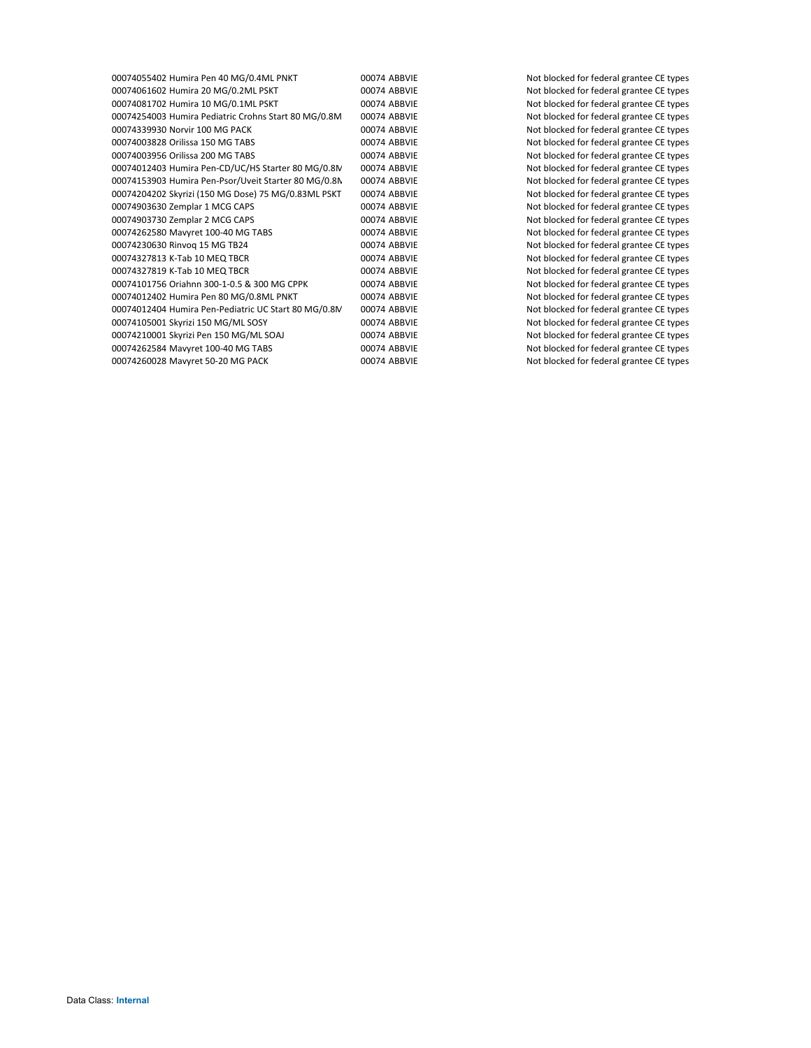| | | | |
|---|---|---|---|
| 00074055402 | Humira Pen 40 MG/0.4ML PNKT | 00074 ABBVIE | Not blocked for federal grantee CE types |
| 00074061602 | Humira 20 MG/0.2ML PSKT | 00074 ABBVIE | Not blocked for federal grantee CE types |
| 00074081702 | Humira 10 MG/0.1ML PSKT | 00074 ABBVIE | Not blocked for federal grantee CE types |
| 00074254003 | Humira Pediatric Crohns Start 80 MG/0.8M | 00074 ABBVIE | Not blocked for federal grantee CE types |
| 00074339930 | Norvir 100 MG PACK | 00074 ABBVIE | Not blocked for federal grantee CE types |
| 00074003828 | Orilissa 150 MG TABS | 00074 ABBVIE | Not blocked for federal grantee CE types |
| 00074003956 | Orilissa 200 MG TABS | 00074 ABBVIE | Not blocked for federal grantee CE types |
| 00074012403 | Humira Pen-CD/UC/HS Starter 80 MG/0.8M | 00074 ABBVIE | Not blocked for federal grantee CE types |
| 00074153903 | Humira Pen-Psor/Uveit Starter 80 MG/0.8M | 00074 ABBVIE | Not blocked for federal grantee CE types |
| 00074204202 | Skyrizi (150 MG Dose) 75 MG/0.83ML PSKT | 00074 ABBVIE | Not blocked for federal grantee CE types |
| 00074903630 | Zemplar 1 MCG CAPS | 00074 ABBVIE | Not blocked for federal grantee CE types |
| 00074903730 | Zemplar 2 MCG CAPS | 00074 ABBVIE | Not blocked for federal grantee CE types |
| 00074262580 | Mavyret 100-40 MG TABS | 00074 ABBVIE | Not blocked for federal grantee CE types |
| 00074230630 | Rinvoq 15 MG TB24 | 00074 ABBVIE | Not blocked for federal grantee CE types |
| 00074327813 | K-Tab 10 MEQ TBCR | 00074 ABBVIE | Not blocked for federal grantee CE types |
| 00074327819 | K-Tab 10 MEQ TBCR | 00074 ABBVIE | Not blocked for federal grantee CE types |
| 00074101756 | Oriahnn 300-1-0.5 & 300 MG CPPK | 00074 ABBVIE | Not blocked for federal grantee CE types |
| 00074012402 | Humira Pen 80 MG/0.8ML PNKT | 00074 ABBVIE | Not blocked for federal grantee CE types |
| 00074012404 | Humira Pen-Pediatric UC Start 80 MG/0.8M | 00074 ABBVIE | Not blocked for federal grantee CE types |
| 00074105001 | Skyrizi 150 MG/ML SOSY | 00074 ABBVIE | Not blocked for federal grantee CE types |
| 00074210001 | Skyrizi Pen 150 MG/ML SOAJ | 00074 ABBVIE | Not blocked for federal grantee CE types |
| 00074262584 | Mavyret 100-40 MG TABS | 00074 ABBVIE | Not blocked for federal grantee CE types |
| 00074260028 | Mavyret 50-20 MG PACK | 00074 ABBVIE | Not blocked for federal grantee CE types |

Data Class: **Internal**